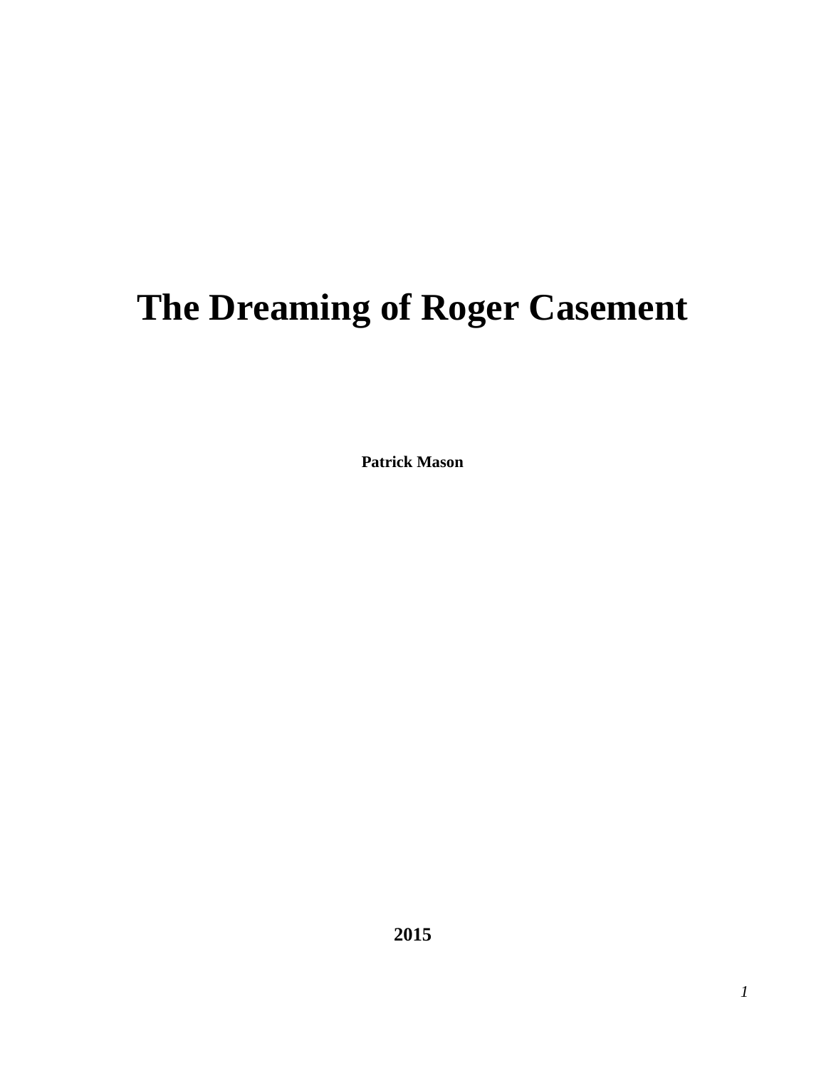# The Dreaming of Roger Casement

**Patrick Mason**

**2015**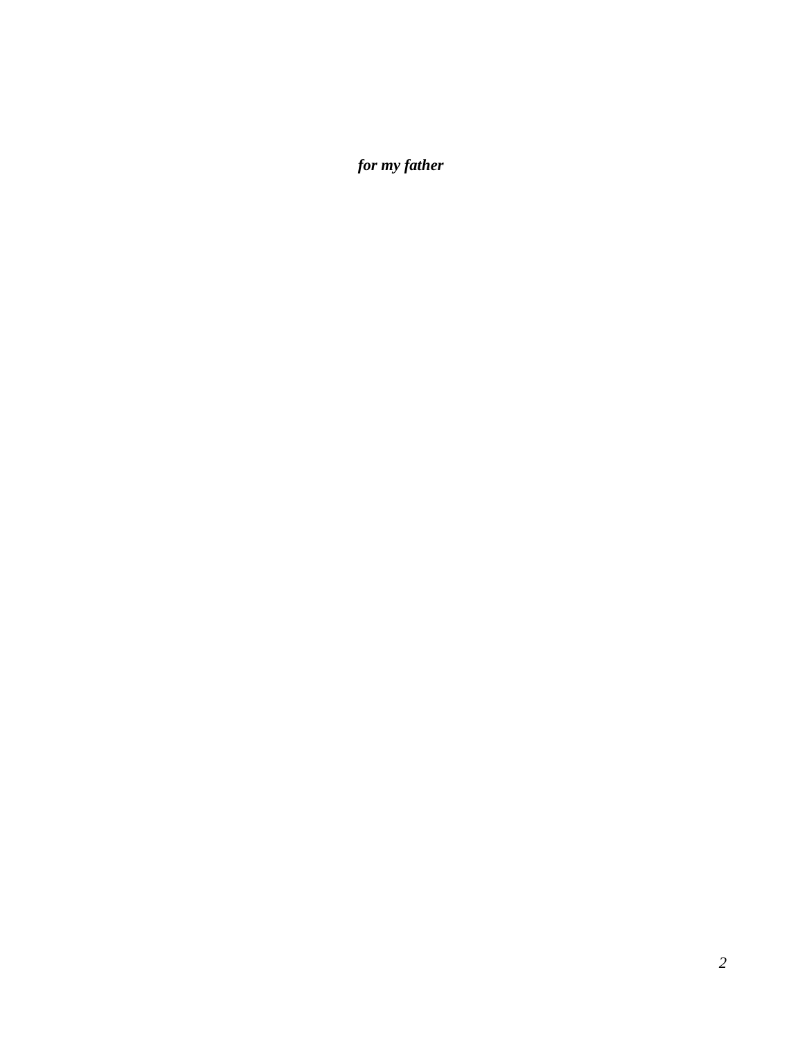***for my father***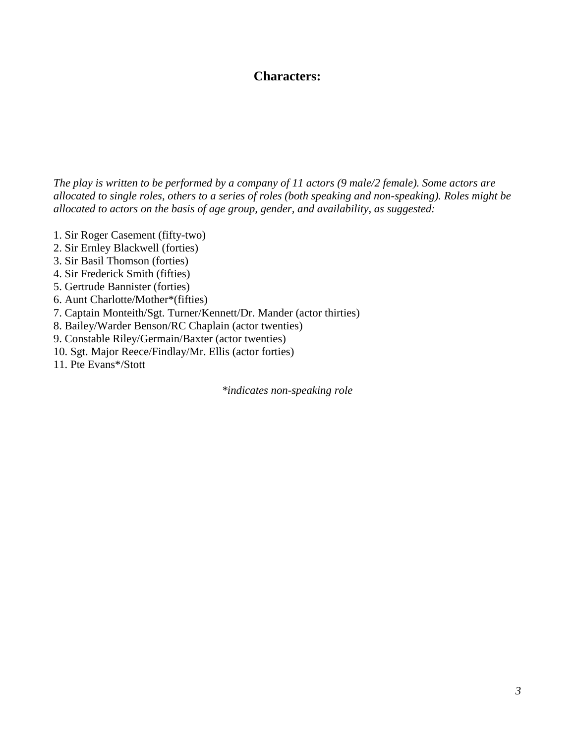## Characters:

*The play is written to be performed by a company of 11 actors (9 male/2 female). Some actors are allocated to single roles, others to a series of roles (both speaking and non-speaking). Roles might be allocated to actors on the basis of age group, gender, and availability, as suggested:*

1. Sir Roger Casement (fifty-two)
2. Sir Ernley Blackwell (forties)
3. Sir Basil Thomson (forties)
4. Sir Frederick Smith (fifties)
5. Gertrude Bannister (forties)
6. Aunt Charlotte/Mother*(fifties)
7. Captain Monteith/Sgt. Turner/Kennett/Dr. Mander (actor thirties)
8. Bailey/Warder Benson/RC Chaplain (actor twenties)
9. Constable Riley/Germain/Baxter (actor twenties)
10. Sgt. Major Reece/Findlay/Mr. Ellis (actor forties)
11. Pte Evans*/Stott

*\*indicates non-speaking role*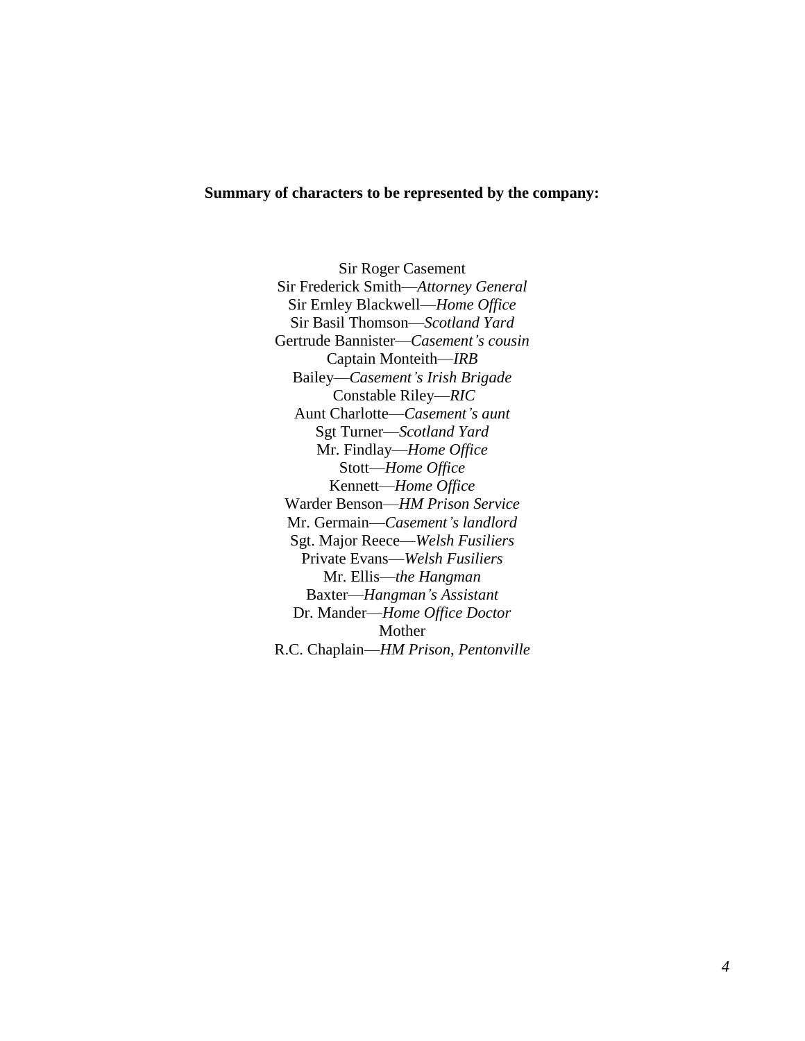**Summary of characters to be represented by the company:**

Sir Roger Casement
Sir Frederick Smith—*Attorney General*
Sir Ernley Blackwell—*Home Office*
Sir Basil Thomson—*Scotland Yard*
Gertrude Bannister—*Casement's cousin*
Captain Monteith—*IRB*
Bailey—*Casement's Irish Brigade*
Constable Riley—*RIC*
Aunt Charlotte—*Casement's aunt*
Sgt Turner—*Scotland Yard*
Mr. Findlay—*Home Office*
Stott—*Home Office*
Kennett—*Home Office*
Warder Benson—*HM Prison Service*
Mr. Germain—*Casement's landlord*
Sgt. Major Reece—*Welsh Fusiliers*
Private Evans—*Welsh Fusiliers*
Mr. Ellis—*the Hangman*
Baxter—*Hangman's Assistant*
Dr. Mander—*Home Office Doctor*
Mother
R.C. Chaplain—*HM Prison, Pentonville*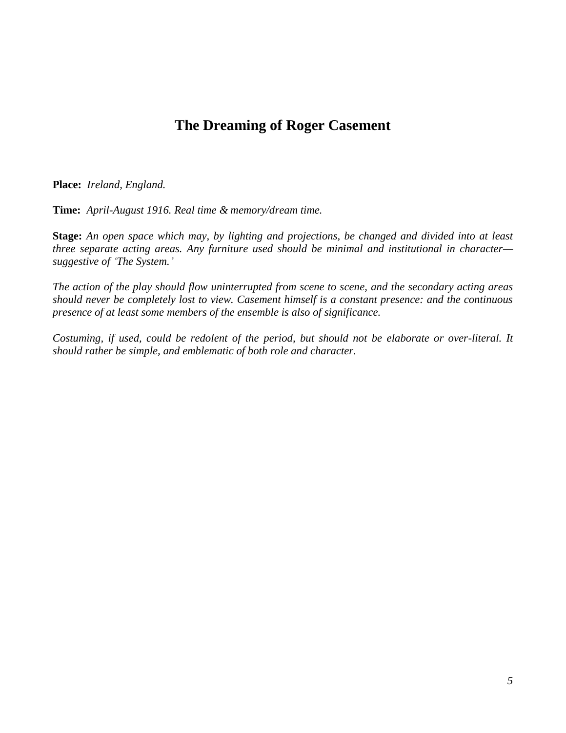# The Dreaming of Roger Casement

**Place:** *Ireland, England.*

**Time:** *April-August 1916. Real time & memory/dream time.*

**Stage:** *An open space which may, by lighting and projections, be changed and divided into at least three separate acting areas. Any furniture used should be minimal and institutional in character—suggestive of 'The System.'*

*The action of the play should flow uninterrupted from scene to scene, and the secondary acting areas should never be completely lost to view. Casement himself is a constant presence: and the continuous presence of at least some members of the ensemble is also of significance.*

*Costuming, if used, could be redolent of the period, but should not be elaborate or over-literal. It should rather be simple, and emblematic of both role and character.*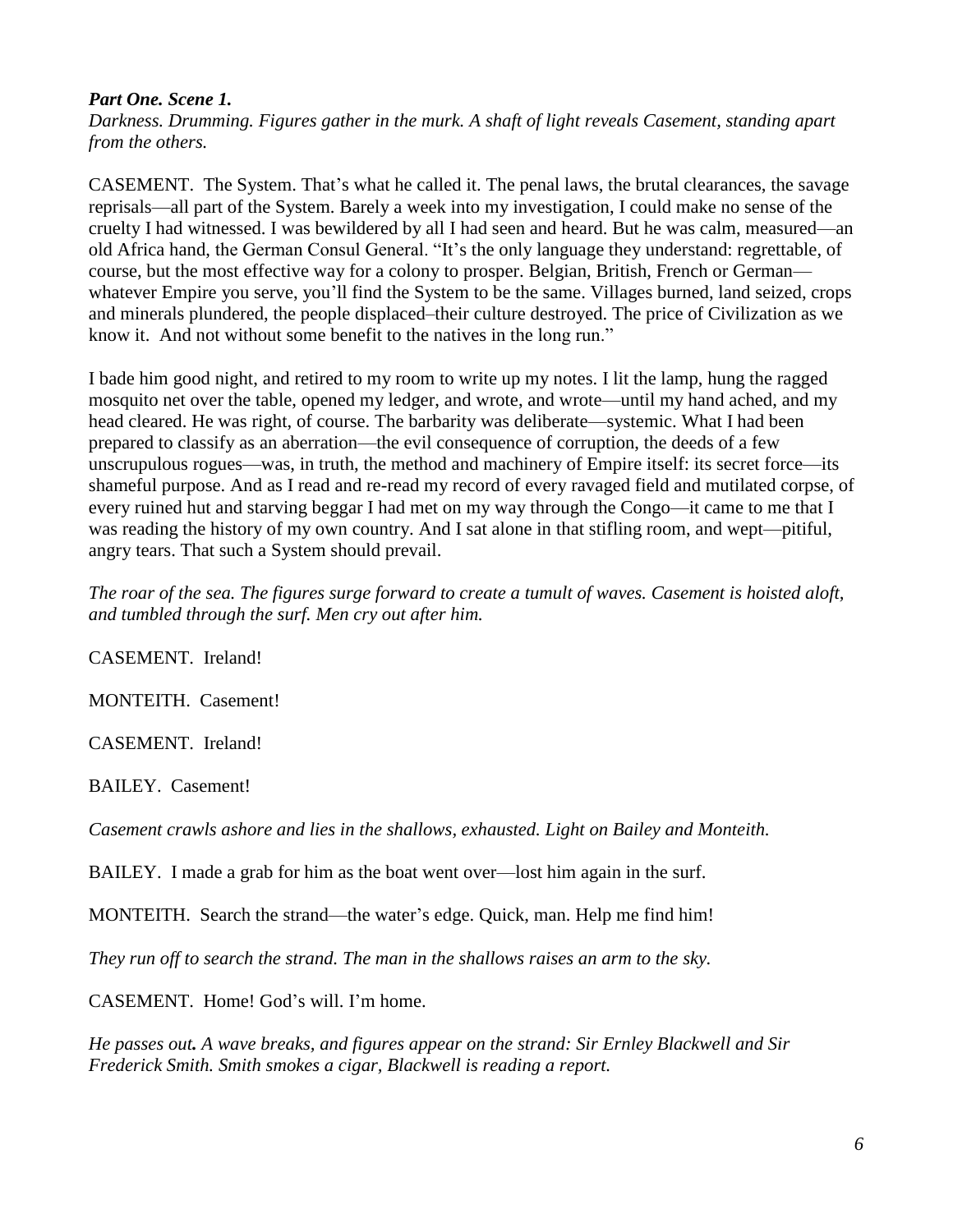***Part One. Scene 1.***

*Darkness. Drumming. Figures gather in the murk. A shaft of light reveals Casement, standing apart from the others.*

CASEMENT. The System. That's what he called it. The penal laws, the brutal clearances, the savage reprisals—all part of the System. Barely a week into my investigation, I could make no sense of the cruelty I had witnessed. I was bewildered by all I had seen and heard. But he was calm, measured—an old Africa hand, the German Consul General. "It's the only language they understand: regrettable, of course, but the most effective way for a colony to prosper. Belgian, British, French or German—whatever Empire you serve, you'll find the System to be the same. Villages burned, land seized, crops and minerals plundered, the people displaced–their culture destroyed. The price of Civilization as we know it. And not without some benefit to the natives in the long run."

I bade him good night, and retired to my room to write up my notes. I lit the lamp, hung the ragged mosquito net over the table, opened my ledger, and wrote, and wrote—until my hand ached, and my head cleared. He was right, of course. The barbarity was deliberate—systemic. What I had been prepared to classify as an aberration—the evil consequence of corruption, the deeds of a few unscrupulous rogues—was, in truth, the method and machinery of Empire itself: its secret force—its shameful purpose. And as I read and re-read my record of every ravaged field and mutilated corpse, of every ruined hut and starving beggar I had met on my way through the Congo—it came to me that I was reading the history of my own country. And I sat alone in that stifling room, and wept—pitiful, angry tears. That such a System should prevail.

*The roar of the sea. The figures surge forward to create a tumult of waves. Casement is hoisted aloft, and tumbled through the surf. Men cry out after him.*

CASEMENT. Ireland!

MONTEITH. Casement!

CASEMENT. Ireland!

BAILEY. Casement!

*Casement crawls ashore and lies in the shallows, exhausted. Light on Bailey and Monteith.*

BAILEY. I made a grab for him as the boat went over—lost him again in the surf.

MONTEITH. Search the strand—the water's edge. Quick, man. Help me find him!

*They run off to search the strand. The man in the shallows raises an arm to the sky.*

CASEMENT. Home! God's will. I'm home.

*He passes out. A wave breaks, and figures appear on the strand: Sir Ernley Blackwell and Sir Frederick Smith. Smith smokes a cigar, Blackwell is reading a report.*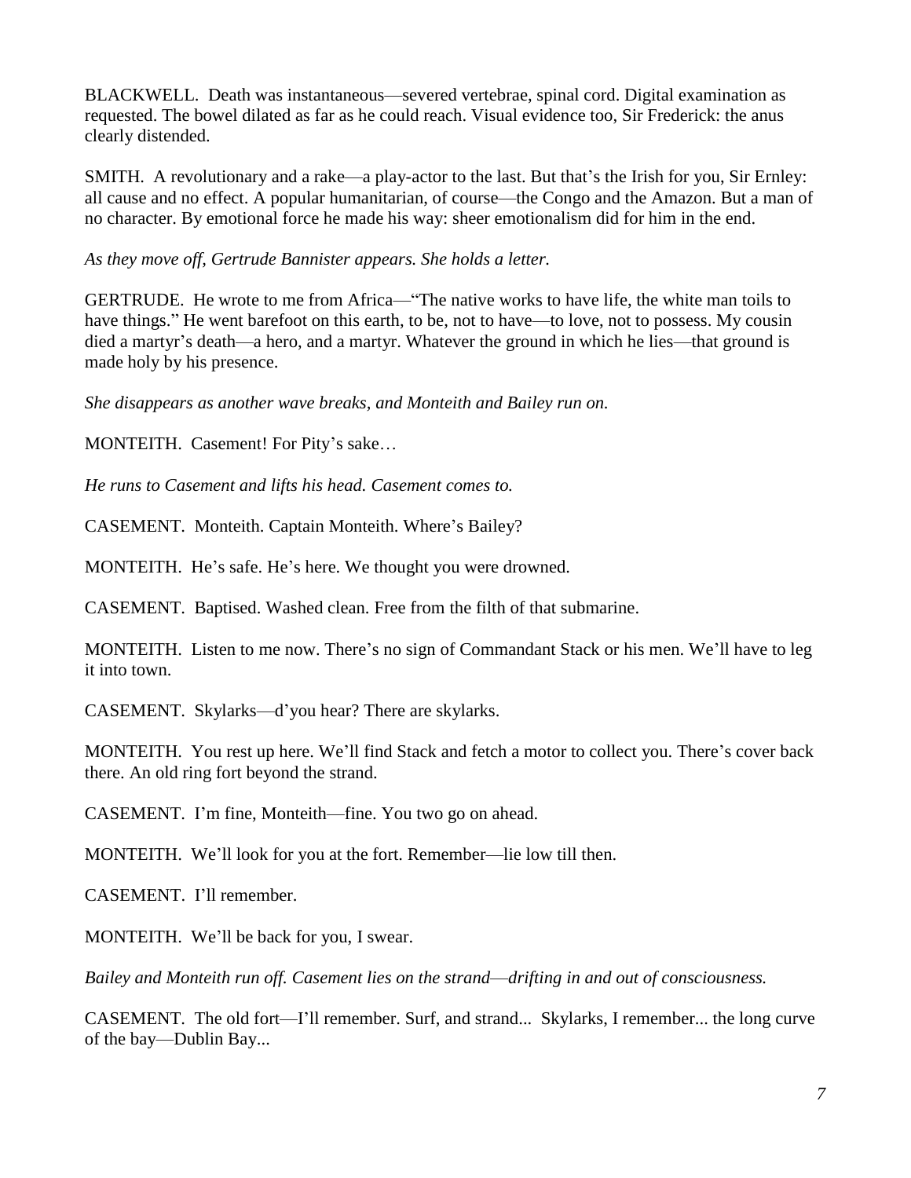BLACKWELL. Death was instantaneous—severed vertebrae, spinal cord. Digital examination as requested. The bowel dilated as far as he could reach. Visual evidence too, Sir Frederick: the anus clearly distended.

SMITH. A revolutionary and a rake—a play-actor to the last. But that's the Irish for you, Sir Ernley: all cause and no effect. A popular humanitarian, of course—the Congo and the Amazon. But a man of no character. By emotional force he made his way: sheer emotionalism did for him in the end.

*As they move off, Gertrude Bannister appears. She holds a letter.*

GERTRUDE. He wrote to me from Africa—"The native works to have life, the white man toils to have things." He went barefoot on this earth, to be, not to have—to love, not to possess. My cousin died a martyr's death—a hero, and a martyr. Whatever the ground in which he lies—that ground is made holy by his presence.

*She disappears as another wave breaks, and Monteith and Bailey run on.*

MONTEITH. Casement! For Pity's sake…

*He runs to Casement and lifts his head. Casement comes to.*

CASEMENT. Monteith. Captain Monteith. Where's Bailey?

MONTEITH. He's safe. He's here. We thought you were drowned.

CASEMENT. Baptised. Washed clean. Free from the filth of that submarine.

MONTEITH. Listen to me now. There's no sign of Commandant Stack or his men. We'll have to leg it into town.

CASEMENT. Skylarks—d'you hear? There are skylarks.

MONTEITH. You rest up here. We'll find Stack and fetch a motor to collect you. There's cover back there. An old ring fort beyond the strand.

CASEMENT. I'm fine, Monteith—fine. You two go on ahead.

MONTEITH. We'll look for you at the fort. Remember—lie low till then.

CASEMENT. I'll remember.

MONTEITH. We'll be back for you, I swear.

*Bailey and Monteith run off. Casement lies on the strand—drifting in and out of consciousness.*

CASEMENT. The old fort—I'll remember. Surf, and strand... Skylarks, I remember... the long curve of the bay—Dublin Bay...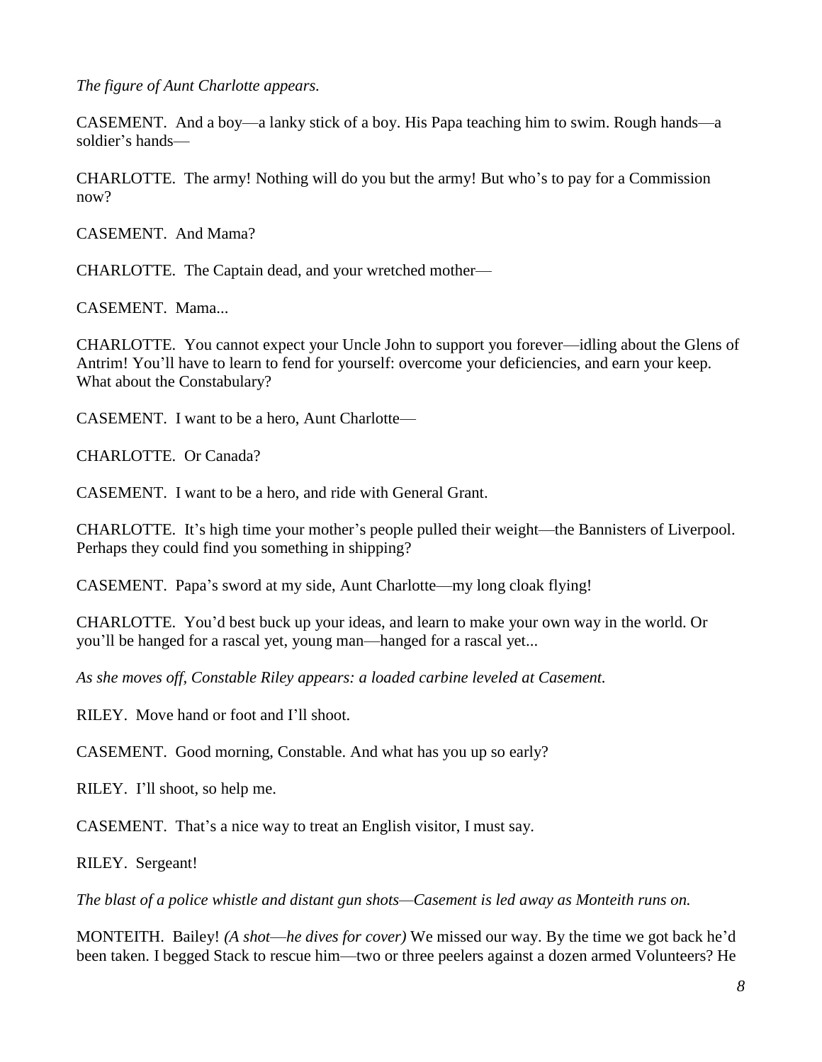*The figure of Aunt Charlotte appears.*

CASEMENT. And a boy—a lanky stick of a boy. His Papa teaching him to swim. Rough hands—a soldier's hands—

CHARLOTTE. The army! Nothing will do you but the army! But who's to pay for a Commission now?

CASEMENT. And Mama?

CHARLOTTE. The Captain dead, and your wretched mother—

CASEMENT. Mama...

CHARLOTTE. You cannot expect your Uncle John to support you forever—idling about the Glens of Antrim! You'll have to learn to fend for yourself: overcome your deficiencies, and earn your keep. What about the Constabulary?

CASEMENT. I want to be a hero, Aunt Charlotte—

CHARLOTTE. Or Canada?

CASEMENT. I want to be a hero, and ride with General Grant.

CHARLOTTE. It's high time your mother's people pulled their weight—the Bannisters of Liverpool. Perhaps they could find you something in shipping?

CASEMENT. Papa's sword at my side, Aunt Charlotte—my long cloak flying!

CHARLOTTE. You'd best buck up your ideas, and learn to make your own way in the world. Or you'll be hanged for a rascal yet, young man—hanged for a rascal yet...

*As she moves off, Constable Riley appears: a loaded carbine leveled at Casement.*

RILEY. Move hand or foot and I'll shoot.

CASEMENT. Good morning, Constable. And what has you up so early?

RILEY. I'll shoot, so help me.

CASEMENT. That's a nice way to treat an English visitor, I must say.

RILEY. Sergeant!

*The blast of a police whistle and distant gun shots—Casement is led away as Monteith runs on.*

MONTEITH. Bailey! *(A shot—he dives for cover)* We missed our way. By the time we got back he'd been taken. I begged Stack to rescue him—two or three peelers against a dozen armed Volunteers? He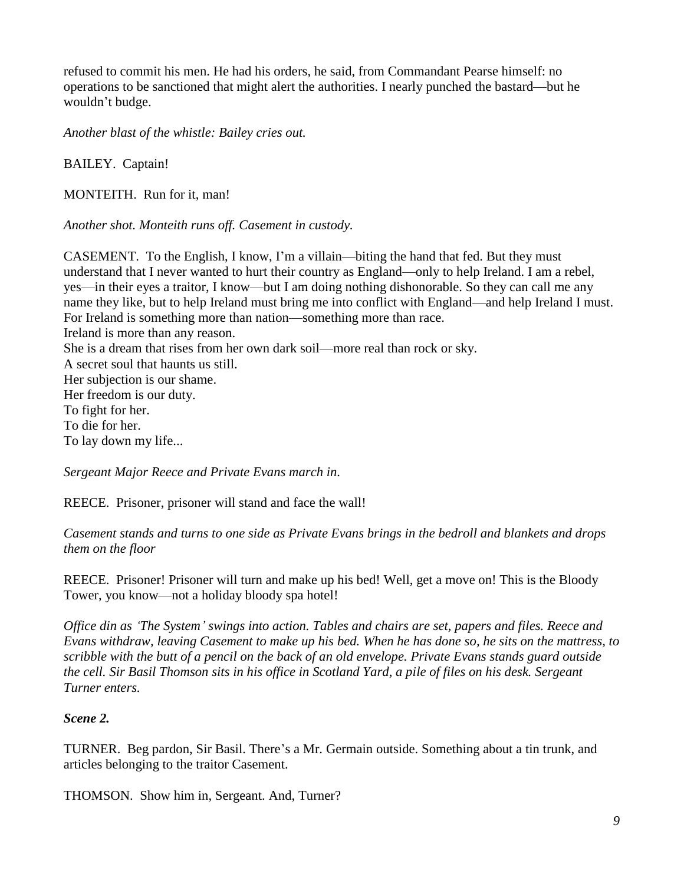refused to commit his men. He had his orders, he said, from Commandant Pearse himself: no operations to be sanctioned that might alert the authorities. I nearly punched the bastard—but he wouldn't budge.

*Another blast of the whistle: Bailey cries out.*

BAILEY. Captain!

MONTEITH. Run for it, man!

*Another shot. Monteith runs off. Casement in custody.*

CASEMENT. To the English, I know, I'm a villain—biting the hand that fed. But they must understand that I never wanted to hurt their country as England—only to help Ireland. I am a rebel, yes—in their eyes a traitor, I know—but I am doing nothing dishonorable. So they can call me any name they like, but to help Ireland must bring me into conflict with England—and help Ireland I must. For Ireland is something more than nation—something more than race.
Ireland is more than any reason.
She is a dream that rises from her own dark soil—more real than rock or sky.
A secret soul that haunts us still.
Her subjection is our shame.
Her freedom is our duty.
To fight for her.
To die for her.
To lay down my life...

*Sergeant Major Reece and Private Evans march in.*

REECE. Prisoner, prisoner will stand and face the wall!

*Casement stands and turns to one side as Private Evans brings in the bedroll and blankets and drops them on the floor*

REECE. Prisoner! Prisoner will turn and make up his bed! Well, get a move on! This is the Bloody Tower, you know—not a holiday bloody spa hotel!

*Office din as 'The System' swings into action. Tables and chairs are set, papers and files. Reece and Evans withdraw, leaving Casement to make up his bed. When he has done so, he sits on the mattress, to scribble with the butt of a pencil on the back of an old envelope. Private Evans stands guard outside the cell. Sir Basil Thomson sits in his office in Scotland Yard, a pile of files on his desk. Sergeant Turner enters.*

***Scene 2.***

TURNER. Beg pardon, Sir Basil. There's a Mr. Germain outside. Something about a tin trunk, and articles belonging to the traitor Casement.

THOMSON. Show him in, Sergeant. And, Turner?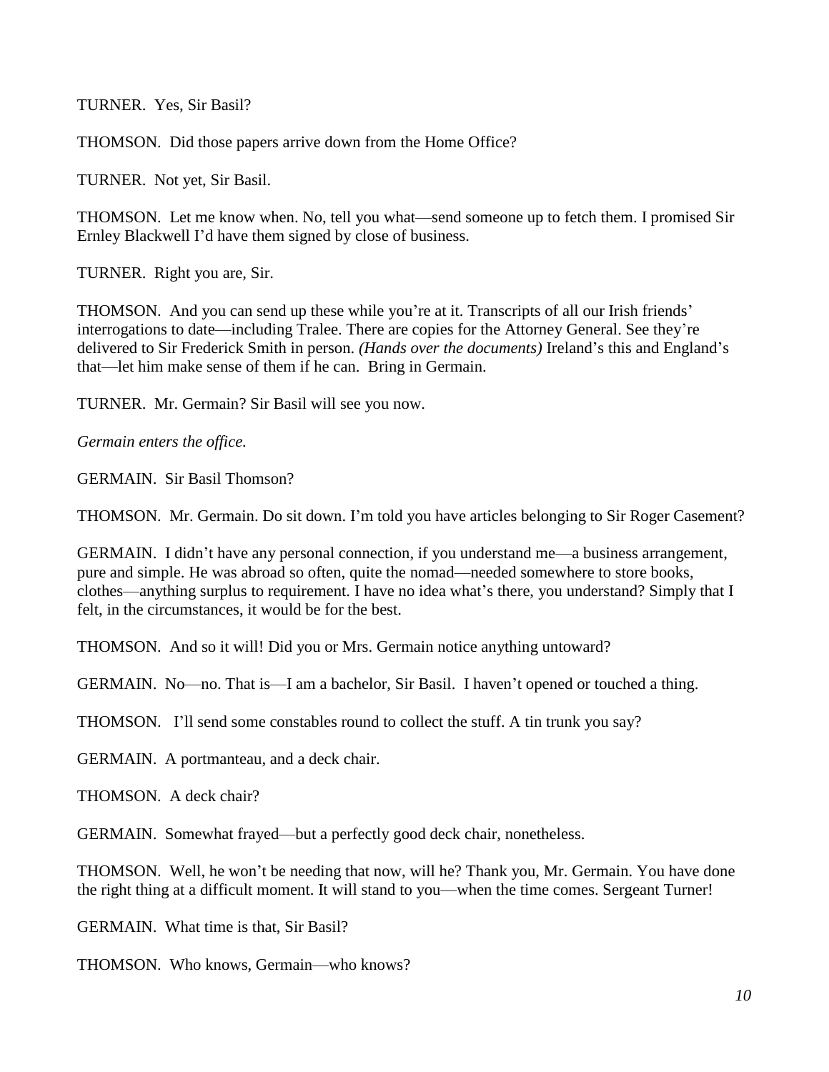TURNER. Yes, Sir Basil?

THOMSON. Did those papers arrive down from the Home Office?

TURNER. Not yet, Sir Basil.

THOMSON. Let me know when. No, tell you what—send someone up to fetch them. I promised Sir Ernley Blackwell I'd have them signed by close of business.

TURNER. Right you are, Sir.

THOMSON. And you can send up these while you're at it. Transcripts of all our Irish friends' interrogations to date—including Tralee. There are copies for the Attorney General. See they're delivered to Sir Frederick Smith in person. *(Hands over the documents)* Ireland's this and England's that—let him make sense of them if he can. Bring in Germain.

TURNER. Mr. Germain? Sir Basil will see you now.

*Germain enters the office.*

GERMAIN. Sir Basil Thomson?

THOMSON. Mr. Germain. Do sit down. I'm told you have articles belonging to Sir Roger Casement?

GERMAIN. I didn't have any personal connection, if you understand me—a business arrangement, pure and simple. He was abroad so often, quite the nomad—needed somewhere to store books, clothes—anything surplus to requirement. I have no idea what's there, you understand? Simply that I felt, in the circumstances, it would be for the best.

THOMSON. And so it will! Did you or Mrs. Germain notice anything untoward?

GERMAIN. No—no. That is—I am a bachelor, Sir Basil. I haven't opened or touched a thing.

THOMSON. I'll send some constables round to collect the stuff. A tin trunk you say?

GERMAIN. A portmanteau, and a deck chair.

THOMSON. A deck chair?

GERMAIN. Somewhat frayed—but a perfectly good deck chair, nonetheless.

THOMSON. Well, he won't be needing that now, will he? Thank you, Mr. Germain. You have done the right thing at a difficult moment. It will stand to you—when the time comes. Sergeant Turner!

GERMAIN. What time is that, Sir Basil?

THOMSON. Who knows, Germain—who knows?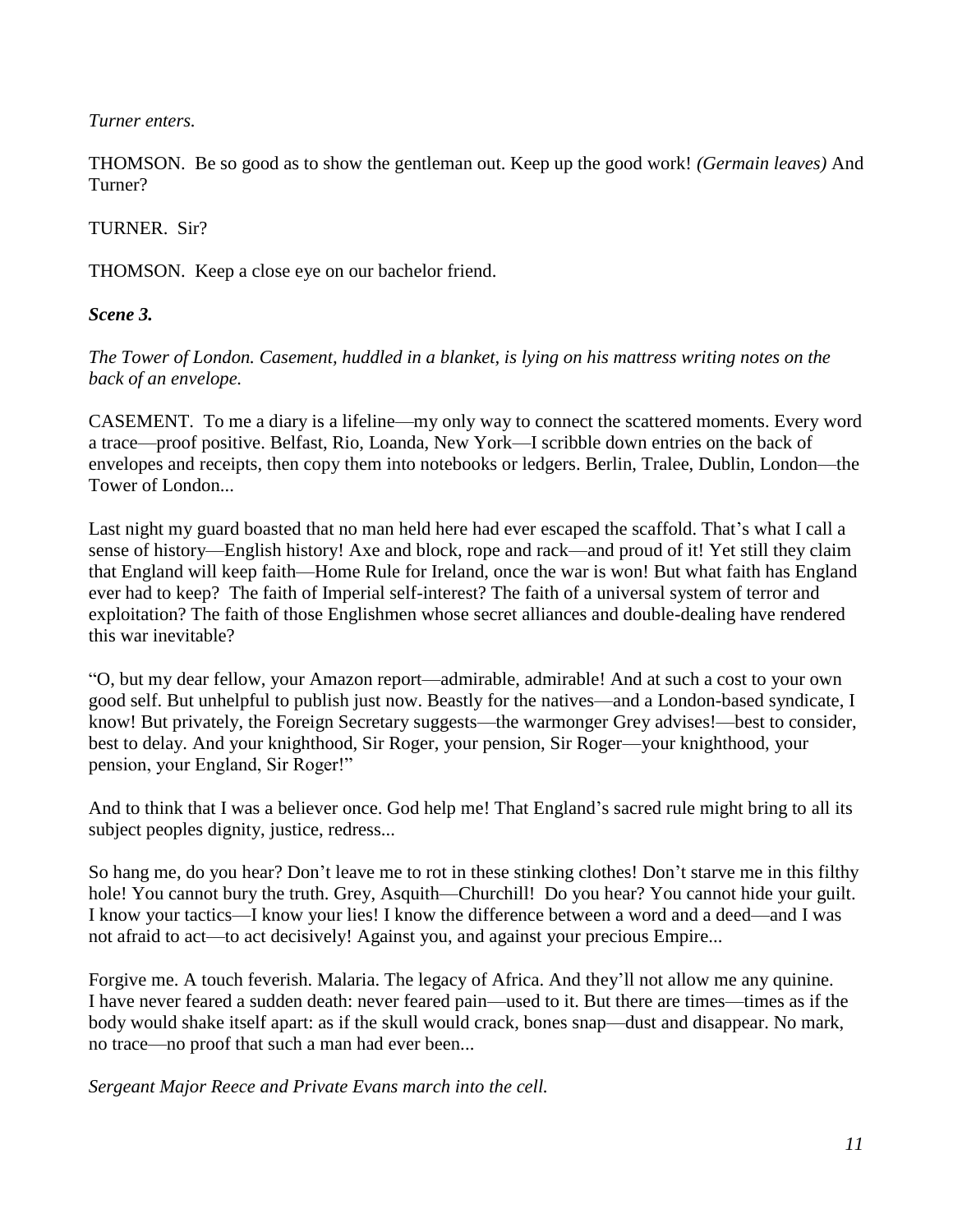*Turner enters.*

THOMSON. Be so good as to show the gentleman out. Keep up the good work! *(Germain leaves)* And Turner?

TURNER. Sir?

THOMSON. Keep a close eye on our bachelor friend.

***Scene 3.***

*The Tower of London. Casement, huddled in a blanket, is lying on his mattress writing notes on the back of an envelope.*

CASEMENT. To me a diary is a lifeline—my only way to connect the scattered moments. Every word a trace—proof positive. Belfast, Rio, Loanda, New York—I scribble down entries on the back of envelopes and receipts, then copy them into notebooks or ledgers. Berlin, Tralee, Dublin, London—the Tower of London...

Last night my guard boasted that no man held here had ever escaped the scaffold. That's what I call a sense of history—English history! Axe and block, rope and rack—and proud of it! Yet still they claim that England will keep faith—Home Rule for Ireland, once the war is won! But what faith has England ever had to keep? The faith of Imperial self-interest? The faith of a universal system of terror and exploitation? The faith of those Englishmen whose secret alliances and double-dealing have rendered this war inevitable?

"O, but my dear fellow, your Amazon report—admirable, admirable! And at such a cost to your own good self. But unhelpful to publish just now. Beastly for the natives—and a London-based syndicate, I know! But privately, the Foreign Secretary suggests—the warmonger Grey advises!—best to consider, best to delay. And your knighthood, Sir Roger, your pension, Sir Roger—your knighthood, your pension, your England, Sir Roger!"

And to think that I was a believer once. God help me! That England's sacred rule might bring to all its subject peoples dignity, justice, redress...

So hang me, do you hear? Don't leave me to rot in these stinking clothes! Don't starve me in this filthy hole! You cannot bury the truth. Grey, Asquith—Churchill! Do you hear? You cannot hide your guilt. I know your tactics—I know your lies! I know the difference between a word and a deed—and I was not afraid to act—to act decisively! Against you, and against your precious Empire...

Forgive me. A touch feverish. Malaria. The legacy of Africa. And they'll not allow me any quinine. I have never feared a sudden death: never feared pain—used to it. But there are times—times as if the body would shake itself apart: as if the skull would crack, bones snap—dust and disappear. No mark, no trace—no proof that such a man had ever been...

*Sergeant Major Reece and Private Evans march into the cell.*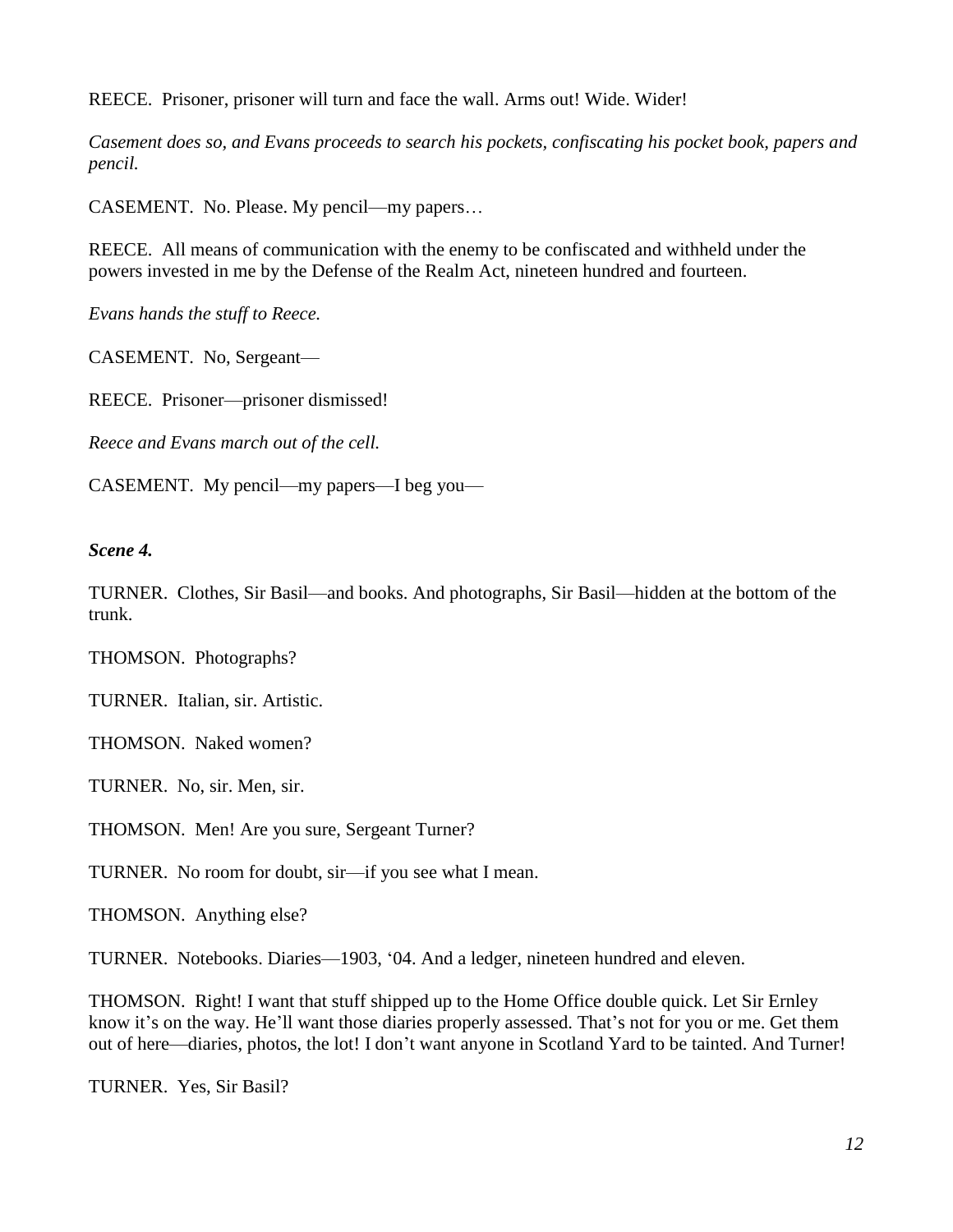REECE. Prisoner, prisoner will turn and face the wall. Arms out! Wide. Wider!

*Casement does so, and Evans proceeds to search his pockets, confiscating his pocket book, papers and pencil.*

CASEMENT. No. Please. My pencil—my papers…

REECE. All means of communication with the enemy to be confiscated and withheld under the powers invested in me by the Defense of the Realm Act, nineteen hundred and fourteen.

*Evans hands the stuff to Reece.*

CASEMENT. No, Sergeant—

REECE. Prisoner—prisoner dismissed!

*Reece and Evans march out of the cell.*

CASEMENT. My pencil—my papers—I beg you—

***Scene 4.***

TURNER. Clothes, Sir Basil—and books. And photographs, Sir Basil—hidden at the bottom of the trunk.

THOMSON. Photographs?

TURNER. Italian, sir. Artistic.

THOMSON. Naked women?

TURNER. No, sir. Men, sir.

THOMSON. Men! Are you sure, Sergeant Turner?

TURNER. No room for doubt, sir—if you see what I mean.

THOMSON. Anything else?

TURNER. Notebooks. Diaries—1903, '04. And a ledger, nineteen hundred and eleven.

THOMSON. Right! I want that stuff shipped up to the Home Office double quick. Let Sir Ernley know it's on the way. He'll want those diaries properly assessed. That's not for you or me. Get them out of here—diaries, photos, the lot! I don't want anyone in Scotland Yard to be tainted. And Turner!

TURNER. Yes, Sir Basil?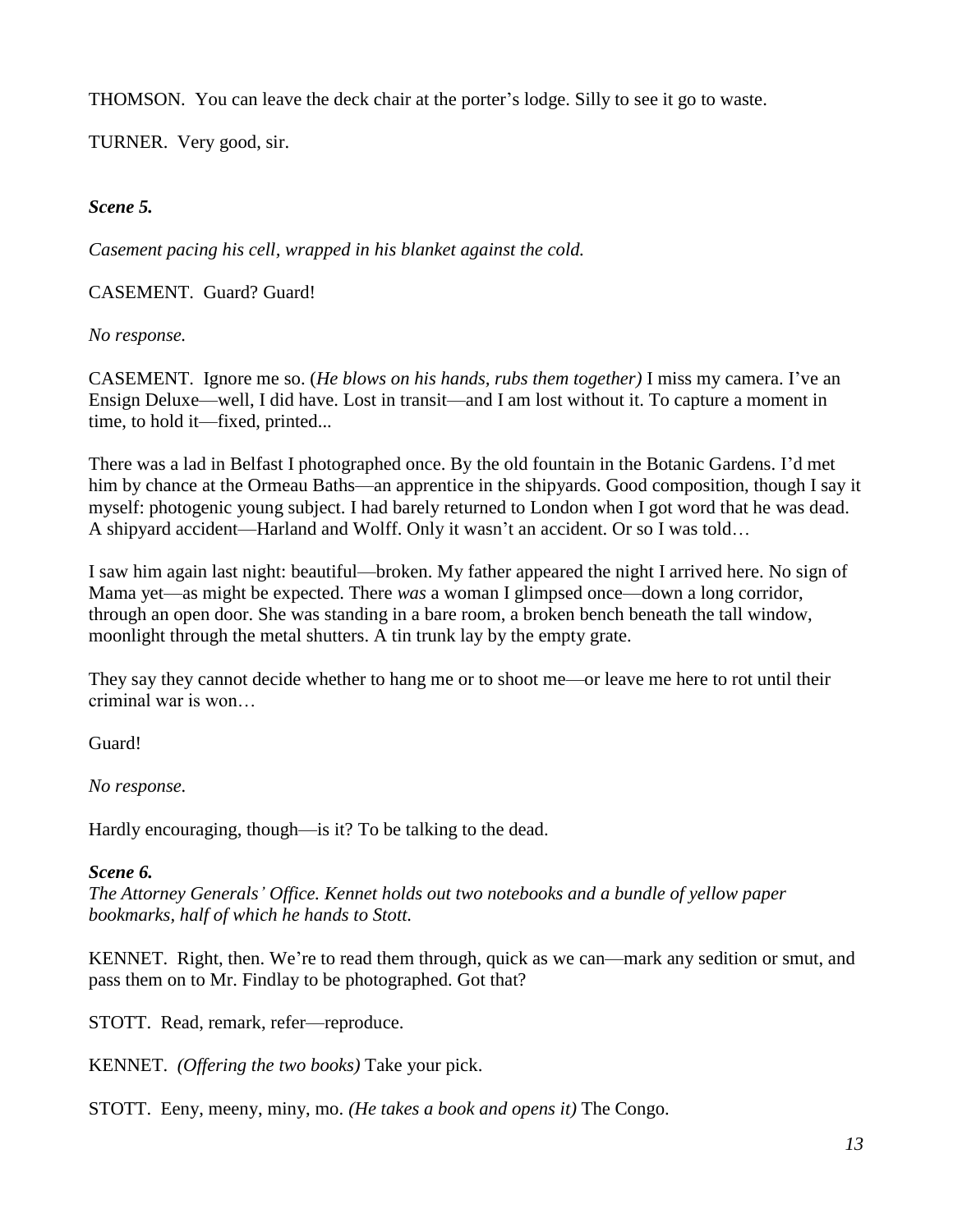THOMSON. You can leave the deck chair at the porter's lodge. Silly to see it go to waste.

TURNER. Very good, sir.

***Scene 5.***

*Casement pacing his cell, wrapped in his blanket against the cold.*

CASEMENT. Guard? Guard!

*No response.*

CASEMENT. Ignore me so. (*He blows on his hands, rubs them together)* I miss my camera. I've an Ensign Deluxe—well, I did have. Lost in transit—and I am lost without it. To capture a moment in time, to hold it—fixed, printed...

There was a lad in Belfast I photographed once. By the old fountain in the Botanic Gardens. I'd met him by chance at the Ormeau Baths—an apprentice in the shipyards. Good composition, though I say it myself: photogenic young subject. I had barely returned to London when I got word that he was dead. A shipyard accident—Harland and Wolff. Only it wasn't an accident. Or so I was told…

I saw him again last night: beautiful—broken. My father appeared the night I arrived here. No sign of Mama yet—as might be expected. There *was* a woman I glimpsed once—down a long corridor, through an open door. She was standing in a bare room, a broken bench beneath the tall window, moonlight through the metal shutters. A tin trunk lay by the empty grate.

They say they cannot decide whether to hang me or to shoot me—or leave me here to rot until their criminal war is won…

Guard!

*No response.*

Hardly encouraging, though—is it? To be talking to the dead.

***Scene 6.***

*The Attorney Generals' Office. Kennet holds out two notebooks and a bundle of yellow paper bookmarks, half of which he hands to Stott.*

KENNET. Right, then. We're to read them through, quick as we can—mark any sedition or smut, and pass them on to Mr. Findlay to be photographed. Got that?

STOTT. Read, remark, refer—reproduce.

KENNET. *(Offering the two books)* Take your pick.

STOTT. Eeny, meeny, miny, mo. *(He takes a book and opens it)* The Congo.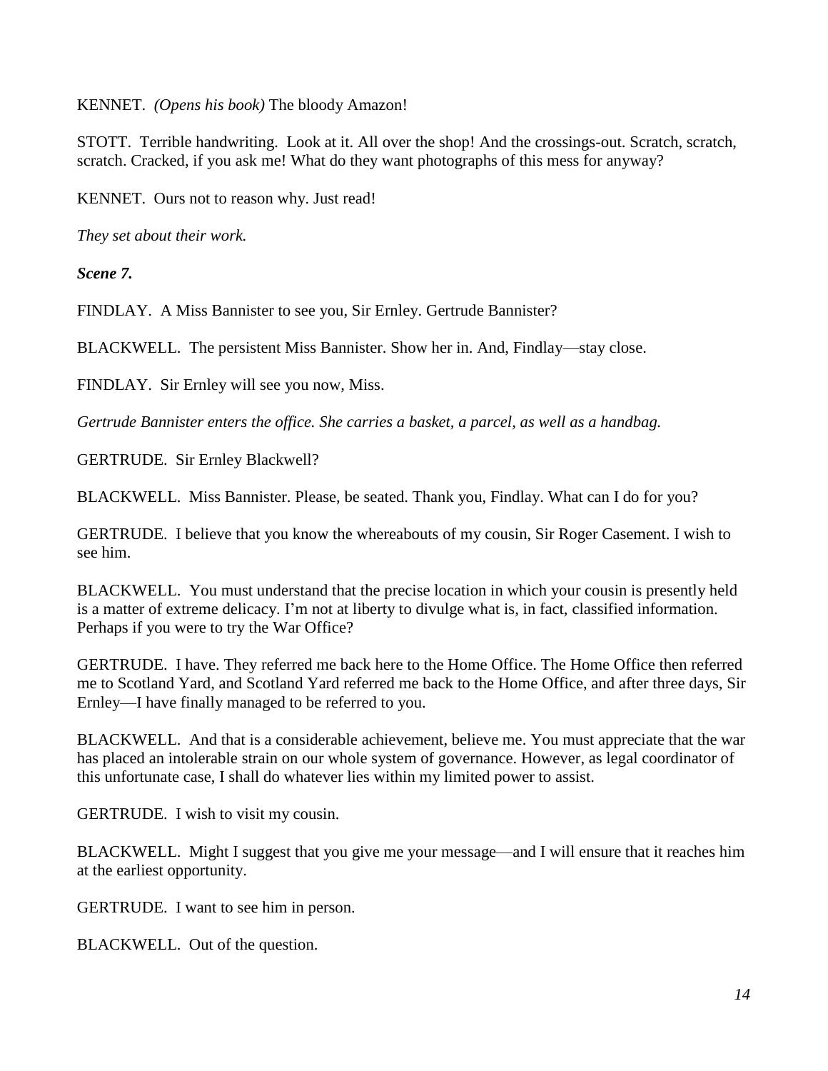KENNET. *(Opens his book)* The bloody Amazon!

STOTT. Terrible handwriting. Look at it. All over the shop! And the crossings-out. Scratch, scratch, scratch. Cracked, if you ask me! What do they want photographs of this mess for anyway?

KENNET. Ours not to reason why. Just read!

*They set about their work.*

***Scene 7.***

FINDLAY. A Miss Bannister to see you, Sir Ernley. Gertrude Bannister?

BLACKWELL. The persistent Miss Bannister. Show her in. And, Findlay—stay close.

FINDLAY. Sir Ernley will see you now, Miss.

*Gertrude Bannister enters the office. She carries a basket, a parcel, as well as a handbag.*

GERTRUDE. Sir Ernley Blackwell?

BLACKWELL. Miss Bannister. Please, be seated. Thank you, Findlay. What can I do for you?

GERTRUDE. I believe that you know the whereabouts of my cousin, Sir Roger Casement. I wish to see him.

BLACKWELL. You must understand that the precise location in which your cousin is presently held is a matter of extreme delicacy. I'm not at liberty to divulge what is, in fact, classified information. Perhaps if you were to try the War Office?

GERTRUDE. I have. They referred me back here to the Home Office. The Home Office then referred me to Scotland Yard, and Scotland Yard referred me back to the Home Office, and after three days, Sir Ernley—I have finally managed to be referred to you.

BLACKWELL. And that is a considerable achievement, believe me. You must appreciate that the war has placed an intolerable strain on our whole system of governance. However, as legal coordinator of this unfortunate case, I shall do whatever lies within my limited power to assist.

GERTRUDE. I wish to visit my cousin.

BLACKWELL. Might I suggest that you give me your message—and I will ensure that it reaches him at the earliest opportunity.

GERTRUDE. I want to see him in person.

BLACKWELL. Out of the question.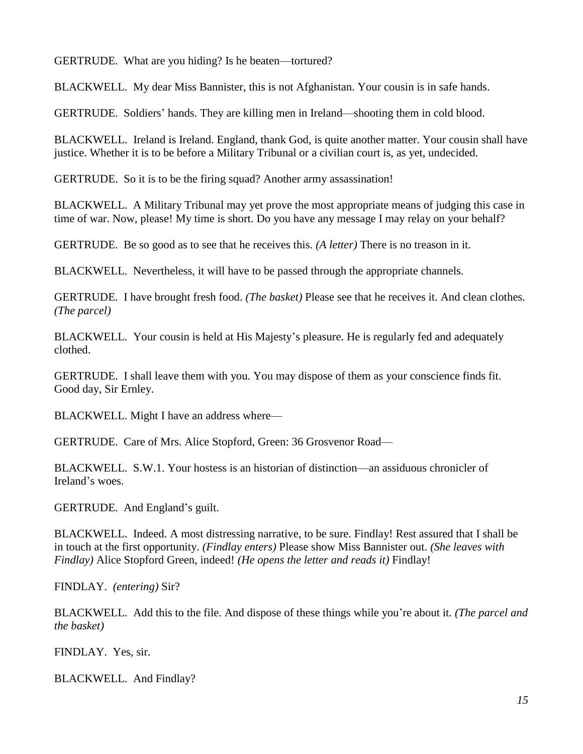GERTRUDE. What are you hiding? Is he beaten—tortured?

BLACKWELL. My dear Miss Bannister, this is not Afghanistan. Your cousin is in safe hands.

GERTRUDE. Soldiers' hands. They are killing men in Ireland—shooting them in cold blood.

BLACKWELL. Ireland is Ireland. England, thank God, is quite another matter. Your cousin shall have justice. Whether it is to be before a Military Tribunal or a civilian court is, as yet, undecided.

GERTRUDE. So it is to be the firing squad? Another army assassination!

BLACKWELL. A Military Tribunal may yet prove the most appropriate means of judging this case in time of war. Now, please! My time is short. Do you have any message I may relay on your behalf?

GERTRUDE. Be so good as to see that he receives this. *(A letter)* There is no treason in it.

BLACKWELL. Nevertheless, it will have to be passed through the appropriate channels.

GERTRUDE. I have brought fresh food. *(The basket)* Please see that he receives it. And clean clothes. *(The parcel)*

BLACKWELL. Your cousin is held at His Majesty's pleasure. He is regularly fed and adequately clothed.

GERTRUDE. I shall leave them with you. You may dispose of them as your conscience finds fit. Good day, Sir Ernley.

BLACKWELL. Might I have an address where—

GERTRUDE. Care of Mrs. Alice Stopford, Green: 36 Grosvenor Road—

BLACKWELL. S.W.1. Your hostess is an historian of distinction—an assiduous chronicler of Ireland's woes.

GERTRUDE. And England's guilt.

BLACKWELL. Indeed. A most distressing narrative, to be sure. Findlay! Rest assured that I shall be in touch at the first opportunity. *(Findlay enters)* Please show Miss Bannister out. *(She leaves with Findlay)* Alice Stopford Green, indeed! *(He opens the letter and reads it)* Findlay!

FINDLAY. *(entering)* Sir?

BLACKWELL. Add this to the file. And dispose of these things while you're about it. *(The parcel and the basket)*

FINDLAY. Yes, sir.

BLACKWELL. And Findlay?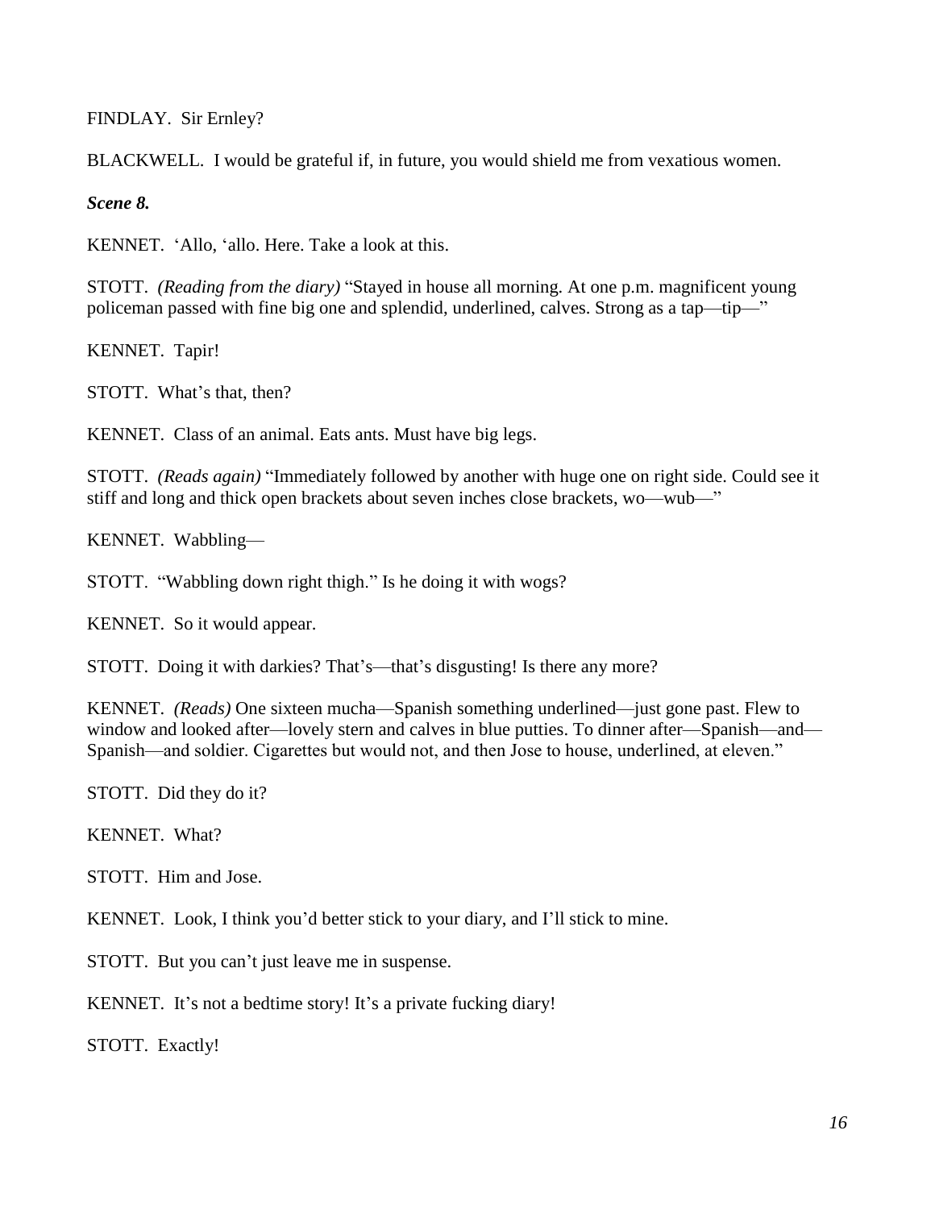FINDLAY. Sir Ernley?

BLACKWELL. I would be grateful if, in future, you would shield me from vexatious women.

***Scene 8.***

KENNET. ‘Allo, ‘allo. Here. Take a look at this.

STOTT. *(Reading from the diary)* “Stayed in house all morning. At one p.m. magnificent young policeman passed with fine big one and splendid, underlined, calves. Strong as a tap—tip—”

KENNET. Tapir!

STOTT. What’s that, then?

KENNET. Class of an animal. Eats ants. Must have big legs.

STOTT. *(Reads again)* “Immediately followed by another with huge one on right side. Could see it stiff and long and thick open brackets about seven inches close brackets, wo—wub—”

KENNET. Wabbling—

STOTT. “Wabbling down right thigh.” Is he doing it with wogs?

KENNET. So it would appear.

STOTT. Doing it with darkies? That’s—that’s disgusting! Is there any more?

KENNET. *(Reads)* One sixteen mucha—Spanish something underlined—just gone past. Flew to window and looked after—lovely stern and calves in blue putties. To dinner after—Spanish—and—Spanish—and soldier. Cigarettes but would not, and then Jose to house, underlined, at eleven.”

STOTT. Did they do it?

KENNET. What?

STOTT. Him and Jose.

KENNET. Look, I think you’d better stick to your diary, and I’ll stick to mine.

STOTT. But you can’t just leave me in suspense.

KENNET. It’s not a bedtime story! It’s a private fucking diary!

STOTT. Exactly!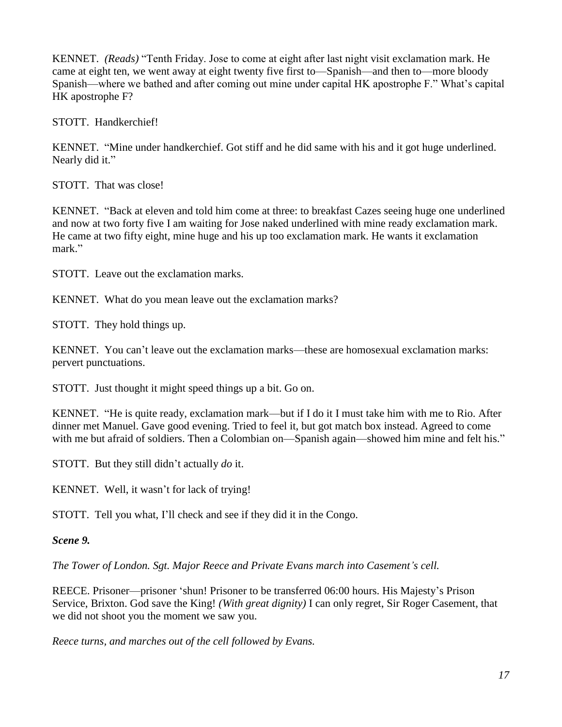KENNET. *(Reads)* "Tenth Friday. Jose to come at eight after last night visit exclamation mark. He came at eight ten, we went away at eight twenty five first to—Spanish—and then to—more bloody Spanish—where we bathed and after coming out mine under capital HK apostrophe F." What's capital HK apostrophe F?

STOTT. Handkerchief!

KENNET. "Mine under handkerchief. Got stiff and he did same with his and it got huge underlined. Nearly did it."

STOTT. That was close!

KENNET. "Back at eleven and told him come at three: to breakfast Cazes seeing huge one underlined and now at two forty five I am waiting for Jose naked underlined with mine ready exclamation mark. He came at two fifty eight, mine huge and his up too exclamation mark. He wants it exclamation mark."

STOTT. Leave out the exclamation marks.

KENNET. What do you mean leave out the exclamation marks?

STOTT. They hold things up.

KENNET. You can't leave out the exclamation marks—these are homosexual exclamation marks: pervert punctuations.

STOTT. Just thought it might speed things up a bit. Go on.

KENNET. "He is quite ready, exclamation mark—but if I do it I must take him with me to Rio. After dinner met Manuel. Gave good evening. Tried to feel it, but got match box instead. Agreed to come with me but afraid of soldiers. Then a Colombian on—Spanish again—showed him mine and felt his."

STOTT. But they still didn't actually *do* it.

KENNET. Well, it wasn't for lack of trying!

STOTT. Tell you what, I'll check and see if they did it in the Congo.

***Scene 9.***

*The Tower of London. Sgt. Major Reece and Private Evans march into Casement's cell.*

REECE. Prisoner—prisoner 'shun! Prisoner to be transferred 06:00 hours. His Majesty's Prison Service, Brixton. God save the King! *(With great dignity)* I can only regret, Sir Roger Casement, that we did not shoot you the moment we saw you.

*Reece turns, and marches out of the cell followed by Evans.*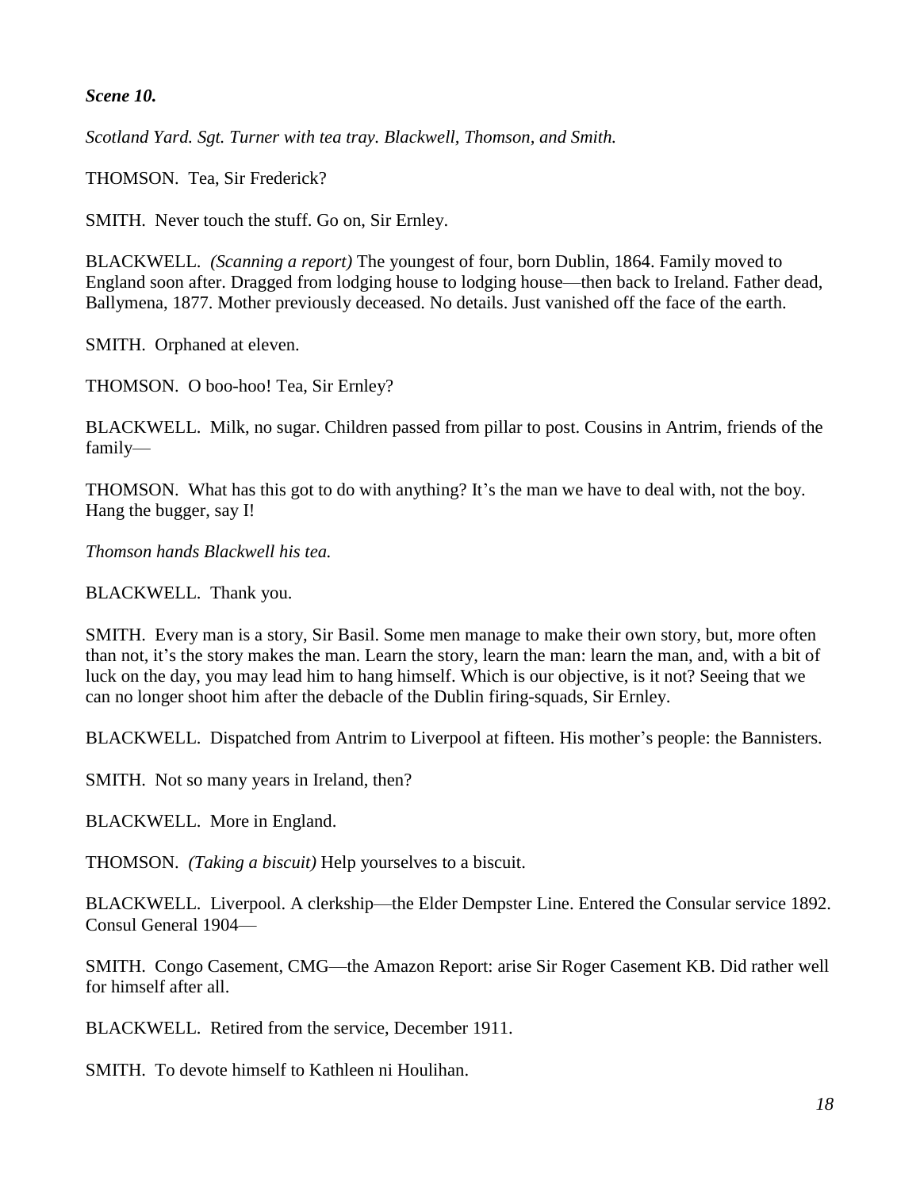***Scene 10.***

*Scotland Yard. Sgt. Turner with tea tray. Blackwell, Thomson, and Smith.*

THOMSON. Tea, Sir Frederick?

SMITH. Never touch the stuff. Go on, Sir Ernley.

BLACKWELL. *(Scanning a report)* The youngest of four, born Dublin, 1864. Family moved to England soon after. Dragged from lodging house to lodging house—then back to Ireland. Father dead, Ballymena, 1877. Mother previously deceased. No details. Just vanished off the face of the earth.

SMITH. Orphaned at eleven.

THOMSON. O boo-hoo! Tea, Sir Ernley?

BLACKWELL. Milk, no sugar. Children passed from pillar to post. Cousins in Antrim, friends of the family—

THOMSON. What has this got to do with anything? It's the man we have to deal with, not the boy. Hang the bugger, say I!

*Thomson hands Blackwell his tea.*

BLACKWELL. Thank you.

SMITH. Every man is a story, Sir Basil. Some men manage to make their own story, but, more often than not, it's the story makes the man. Learn the story, learn the man: learn the man, and, with a bit of luck on the day, you may lead him to hang himself. Which is our objective, is it not? Seeing that we can no longer shoot him after the debacle of the Dublin firing-squads, Sir Ernley.

BLACKWELL. Dispatched from Antrim to Liverpool at fifteen. His mother's people: the Bannisters.

SMITH. Not so many years in Ireland, then?

BLACKWELL. More in England.

THOMSON. *(Taking a biscuit)* Help yourselves to a biscuit.

BLACKWELL. Liverpool. A clerkship—the Elder Dempster Line. Entered the Consular service 1892. Consul General 1904—

SMITH. Congo Casement, CMG—the Amazon Report: arise Sir Roger Casement KB. Did rather well for himself after all.

BLACKWELL. Retired from the service, December 1911.

SMITH. To devote himself to Kathleen ni Houlihan.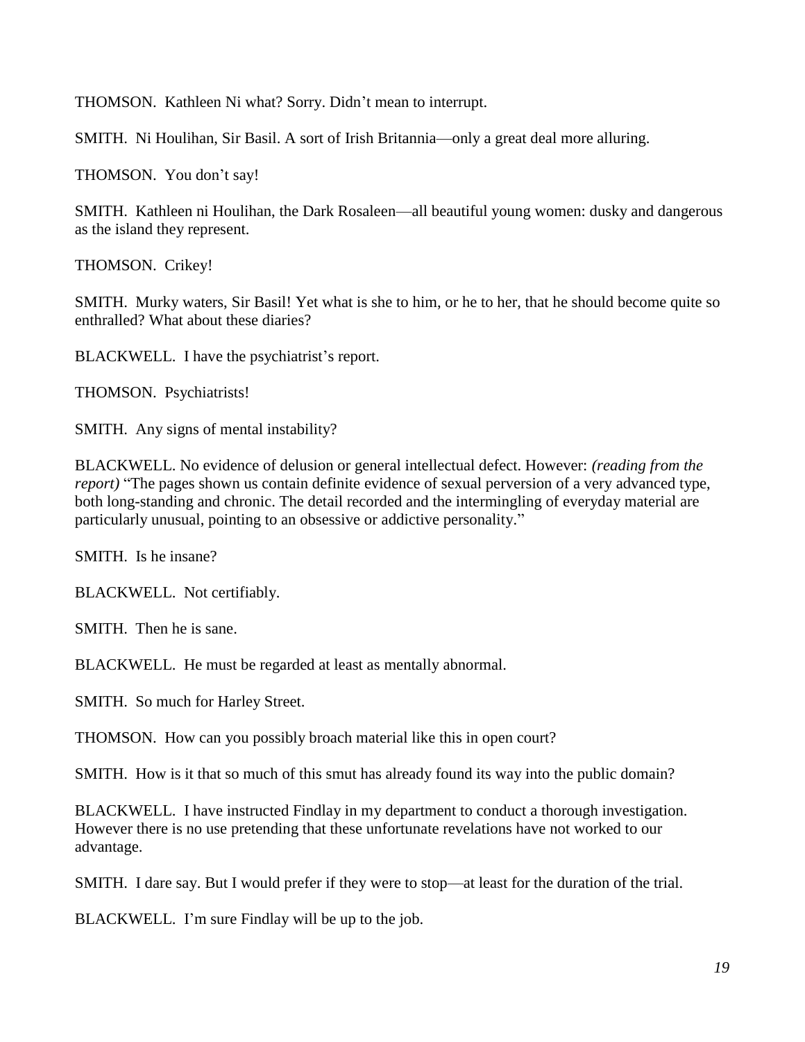THOMSON. Kathleen Ni what? Sorry. Didn't mean to interrupt.

SMITH. Ni Houlihan, Sir Basil. A sort of Irish Britannia—only a great deal more alluring.

THOMSON. You don't say!

SMITH. Kathleen ni Houlihan, the Dark Rosaleen—all beautiful young women: dusky and dangerous as the island they represent.

THOMSON. Crikey!

SMITH. Murky waters, Sir Basil! Yet what is she to him, or he to her, that he should become quite so enthralled? What about these diaries?

BLACKWELL. I have the psychiatrist's report.

THOMSON. Psychiatrists!

SMITH. Any signs of mental instability?

BLACKWELL. No evidence of delusion or general intellectual defect. However: *(reading from the report)* "The pages shown us contain definite evidence of sexual perversion of a very advanced type, both long-standing and chronic. The detail recorded and the intermingling of everyday material are particularly unusual, pointing to an obsessive or addictive personality."

SMITH. Is he insane?

BLACKWELL. Not certifiably.

SMITH. Then he is sane.

BLACKWELL. He must be regarded at least as mentally abnormal.

SMITH. So much for Harley Street.

THOMSON. How can you possibly broach material like this in open court?

SMITH. How is it that so much of this smut has already found its way into the public domain?

BLACKWELL. I have instructed Findlay in my department to conduct a thorough investigation. However there is no use pretending that these unfortunate revelations have not worked to our advantage.

SMITH. I dare say. But I would prefer if they were to stop—at least for the duration of the trial.

BLACKWELL. I'm sure Findlay will be up to the job.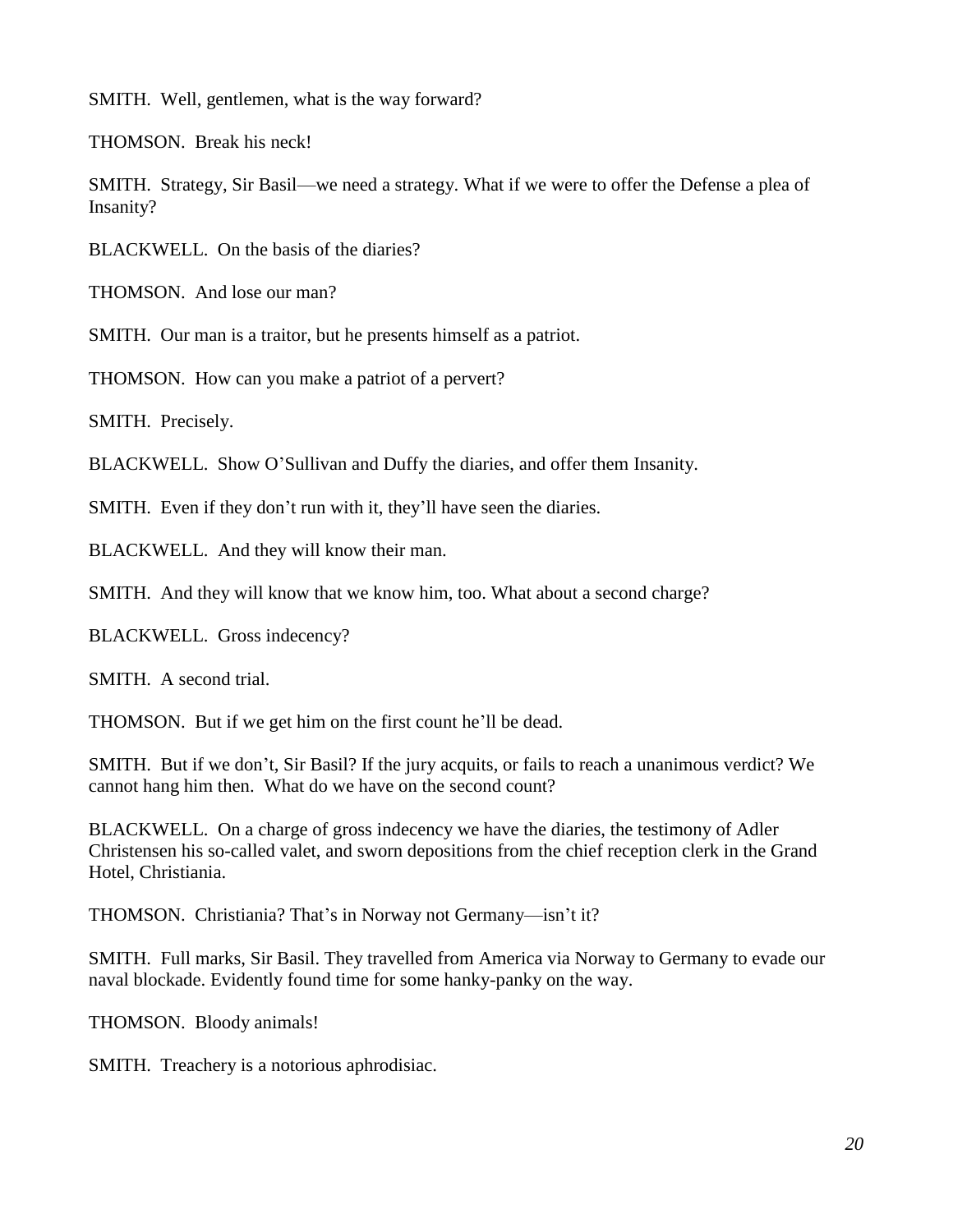SMITH. Well, gentlemen, what is the way forward?

THOMSON. Break his neck!

SMITH. Strategy, Sir Basil—we need a strategy. What if we were to offer the Defense a plea of Insanity?

BLACKWELL. On the basis of the diaries?

THOMSON. And lose our man?

SMITH. Our man is a traitor, but he presents himself as a patriot.

THOMSON. How can you make a patriot of a pervert?

SMITH. Precisely.

BLACKWELL. Show O'Sullivan and Duffy the diaries, and offer them Insanity.

SMITH. Even if they don't run with it, they'll have seen the diaries.

BLACKWELL. And they will know their man.

SMITH. And they will know that we know him, too. What about a second charge?

BLACKWELL. Gross indecency?

SMITH. A second trial.

THOMSON. But if we get him on the first count he'll be dead.

SMITH. But if we don't, Sir Basil? If the jury acquits, or fails to reach a unanimous verdict? We cannot hang him then. What do we have on the second count?

BLACKWELL. On a charge of gross indecency we have the diaries, the testimony of Adler Christensen his so-called valet, and sworn depositions from the chief reception clerk in the Grand Hotel, Christiania.

THOMSON. Christiania? That's in Norway not Germany—isn't it?

SMITH. Full marks, Sir Basil. They travelled from America via Norway to Germany to evade our naval blockade. Evidently found time for some hanky-panky on the way.

THOMSON. Bloody animals!

SMITH. Treachery is a notorious aphrodisiac.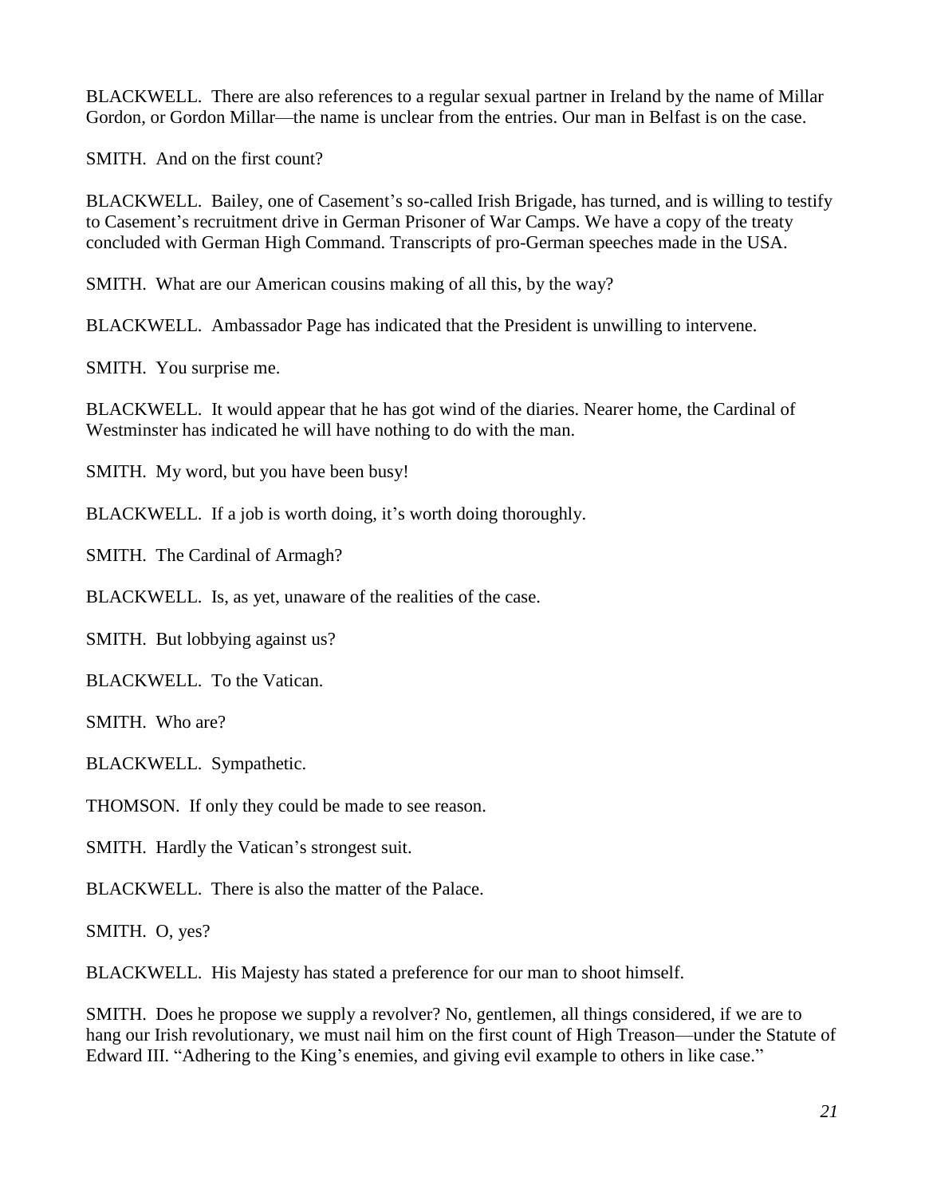BLACKWELL. There are also references to a regular sexual partner in Ireland by the name of Millar Gordon, or Gordon Millar—the name is unclear from the entries. Our man in Belfast is on the case.

SMITH. And on the first count?

BLACKWELL. Bailey, one of Casement's so-called Irish Brigade, has turned, and is willing to testify to Casement's recruitment drive in German Prisoner of War Camps. We have a copy of the treaty concluded with German High Command. Transcripts of pro-German speeches made in the USA.

SMITH. What are our American cousins making of all this, by the way?

BLACKWELL. Ambassador Page has indicated that the President is unwilling to intervene.

SMITH. You surprise me.

BLACKWELL. It would appear that he has got wind of the diaries. Nearer home, the Cardinal of Westminster has indicated he will have nothing to do with the man.

SMITH. My word, but you have been busy!

BLACKWELL. If a job is worth doing, it's worth doing thoroughly.

SMITH. The Cardinal of Armagh?

BLACKWELL. Is, as yet, unaware of the realities of the case.

SMITH. But lobbying against us?

BLACKWELL. To the Vatican.

SMITH. Who are?

BLACKWELL. Sympathetic.

THOMSON. If only they could be made to see reason.

SMITH. Hardly the Vatican's strongest suit.

BLACKWELL. There is also the matter of the Palace.

SMITH. O, yes?

BLACKWELL. His Majesty has stated a preference for our man to shoot himself.

SMITH. Does he propose we supply a revolver? No, gentlemen, all things considered, if we are to hang our Irish revolutionary, we must nail him on the first count of High Treason—under the Statute of Edward III. "Adhering to the King's enemies, and giving evil example to others in like case."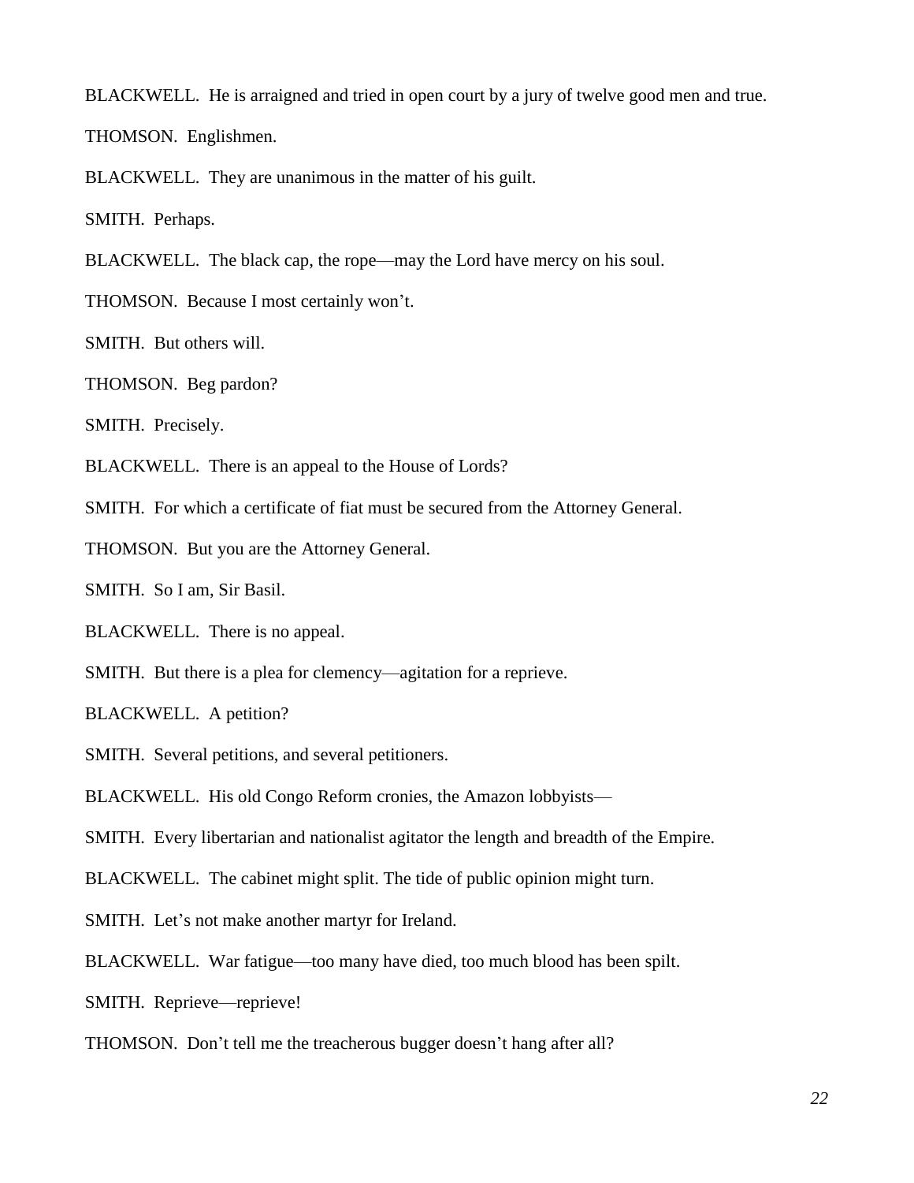BLACKWELL. He is arraigned and tried in open court by a jury of twelve good men and true.

THOMSON. Englishmen.

BLACKWELL. They are unanimous in the matter of his guilt.

SMITH. Perhaps.

BLACKWELL. The black cap, the rope—may the Lord have mercy on his soul.

THOMSON. Because I most certainly won't.

SMITH. But others will.

THOMSON. Beg pardon?

SMITH. Precisely.

BLACKWELL. There is an appeal to the House of Lords?

SMITH. For which a certificate of fiat must be secured from the Attorney General.

THOMSON. But you are the Attorney General.

SMITH. So I am, Sir Basil.

BLACKWELL. There is no appeal.

SMITH. But there is a plea for clemency—agitation for a reprieve.

BLACKWELL. A petition?

SMITH. Several petitions, and several petitioners.

BLACKWELL. His old Congo Reform cronies, the Amazon lobbyists—

SMITH. Every libertarian and nationalist agitator the length and breadth of the Empire.

BLACKWELL. The cabinet might split. The tide of public opinion might turn.

SMITH. Let's not make another martyr for Ireland.

BLACKWELL. War fatigue—too many have died, too much blood has been spilt.

SMITH. Reprieve—reprieve!

THOMSON. Don't tell me the treacherous bugger doesn't hang after all?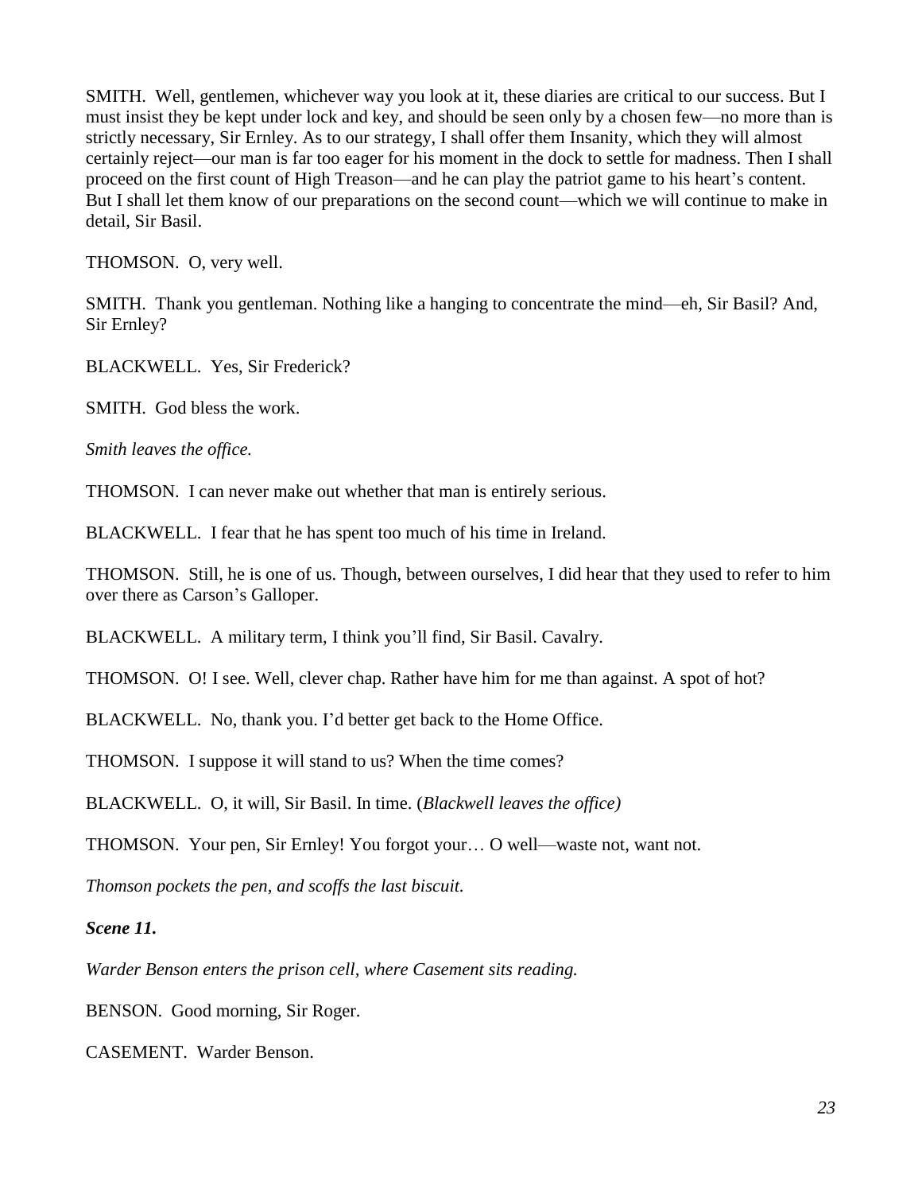SMITH. Well, gentlemen, whichever way you look at it, these diaries are critical to our success. But I must insist they be kept under lock and key, and should be seen only by a chosen few—no more than is strictly necessary, Sir Ernley. As to our strategy, I shall offer them Insanity, which they will almost certainly reject—our man is far too eager for his moment in the dock to settle for madness. Then I shall proceed on the first count of High Treason—and he can play the patriot game to his heart's content. But I shall let them know of our preparations on the second count—which we will continue to make in detail, Sir Basil.

THOMSON. O, very well.

SMITH. Thank you gentleman. Nothing like a hanging to concentrate the mind—eh, Sir Basil? And, Sir Ernley?

BLACKWELL. Yes, Sir Frederick?

SMITH. God bless the work.

*Smith leaves the office.*

THOMSON. I can never make out whether that man is entirely serious.

BLACKWELL. I fear that he has spent too much of his time in Ireland.

THOMSON. Still, he is one of us. Though, between ourselves, I did hear that they used to refer to him over there as Carson's Galloper.

BLACKWELL. A military term, I think you'll find, Sir Basil. Cavalry.

THOMSON. O! I see. Well, clever chap. Rather have him for me than against. A spot of hot?

BLACKWELL. No, thank you. I'd better get back to the Home Office.

THOMSON. I suppose it will stand to us? When the time comes?

BLACKWELL. O, it will, Sir Basil. In time. (*Blackwell leaves the office)*

THOMSON. Your pen, Sir Ernley! You forgot your… O well—waste not, want not.

*Thomson pockets the pen, and scoffs the last biscuit.*

***Scene 11.***

*Warder Benson enters the prison cell, where Casement sits reading.*

BENSON. Good morning, Sir Roger.

CASEMENT. Warder Benson.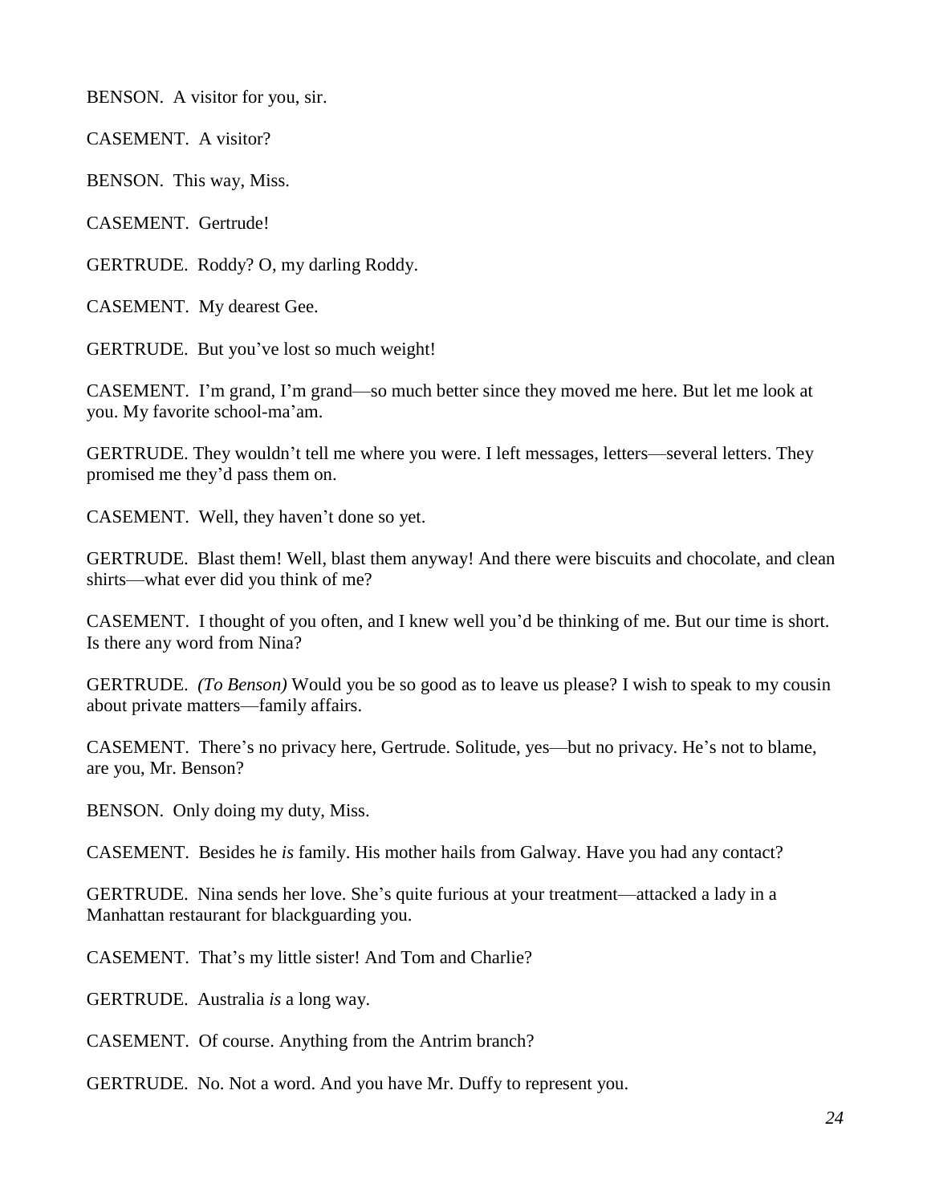BENSON. A visitor for you, sir.

CASEMENT. A visitor?

BENSON. This way, Miss.

CASEMENT. Gertrude!

GERTRUDE. Roddy? O, my darling Roddy.

CASEMENT. My dearest Gee.

GERTRUDE. But you've lost so much weight!

CASEMENT. I'm grand, I'm grand—so much better since they moved me here. But let me look at you. My favorite school-ma'am.

GERTRUDE. They wouldn't tell me where you were. I left messages, letters—several letters. They promised me they'd pass them on.

CASEMENT. Well, they haven't done so yet.

GERTRUDE. Blast them! Well, blast them anyway! And there were biscuits and chocolate, and clean shirts—what ever did you think of me?

CASEMENT. I thought of you often, and I knew well you'd be thinking of me. But our time is short. Is there any word from Nina?

GERTRUDE. *(To Benson)* Would you be so good as to leave us please? I wish to speak to my cousin about private matters—family affairs.

CASEMENT. There's no privacy here, Gertrude. Solitude, yes—but no privacy. He's not to blame, are you, Mr. Benson?

BENSON. Only doing my duty, Miss.

CASEMENT. Besides he *is* family. His mother hails from Galway. Have you had any contact?

GERTRUDE. Nina sends her love. She's quite furious at your treatment—attacked a lady in a Manhattan restaurant for blackguarding you.

CASEMENT. That's my little sister! And Tom and Charlie?

GERTRUDE. Australia *is* a long way.

CASEMENT. Of course. Anything from the Antrim branch?

GERTRUDE. No. Not a word. And you have Mr. Duffy to represent you.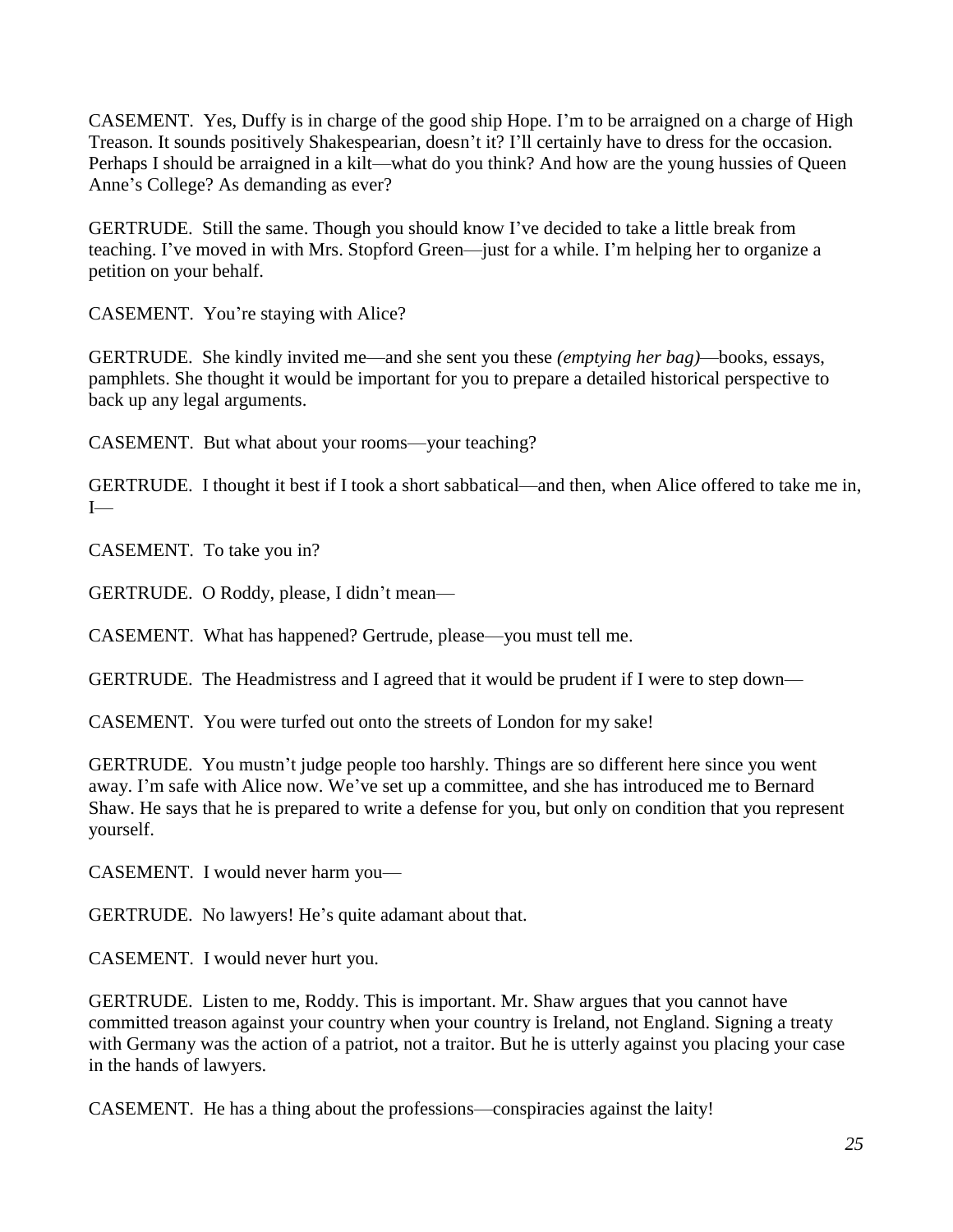CASEMENT. Yes, Duffy is in charge of the good ship Hope. I'm to be arraigned on a charge of High Treason. It sounds positively Shakespearian, doesn't it? I'll certainly have to dress for the occasion. Perhaps I should be arraigned in a kilt—what do you think? And how are the young hussies of Queen Anne's College? As demanding as ever?

GERTRUDE. Still the same. Though you should know I've decided to take a little break from teaching. I've moved in with Mrs. Stopford Green—just for a while. I'm helping her to organize a petition on your behalf.

CASEMENT. You're staying with Alice?

GERTRUDE. She kindly invited me—and she sent you these *(emptying her bag)*—books, essays, pamphlets. She thought it would be important for you to prepare a detailed historical perspective to back up any legal arguments.

CASEMENT. But what about your rooms—your teaching?

GERTRUDE. I thought it best if I took a short sabbatical—and then, when Alice offered to take me in, I—

CASEMENT. To take you in?

GERTRUDE. O Roddy, please, I didn't mean—

CASEMENT. What has happened? Gertrude, please—you must tell me.

GERTRUDE. The Headmistress and I agreed that it would be prudent if I were to step down—

CASEMENT. You were turfed out onto the streets of London for my sake!

GERTRUDE. You mustn't judge people too harshly. Things are so different here since you went away. I'm safe with Alice now. We've set up a committee, and she has introduced me to Bernard Shaw. He says that he is prepared to write a defense for you, but only on condition that you represent yourself.

CASEMENT. I would never harm you—

GERTRUDE. No lawyers! He's quite adamant about that.

CASEMENT. I would never hurt you.

GERTRUDE. Listen to me, Roddy. This is important. Mr. Shaw argues that you cannot have committed treason against your country when your country is Ireland, not England. Signing a treaty with Germany was the action of a patriot, not a traitor. But he is utterly against you placing your case in the hands of lawyers.

CASEMENT. He has a thing about the professions—conspiracies against the laity!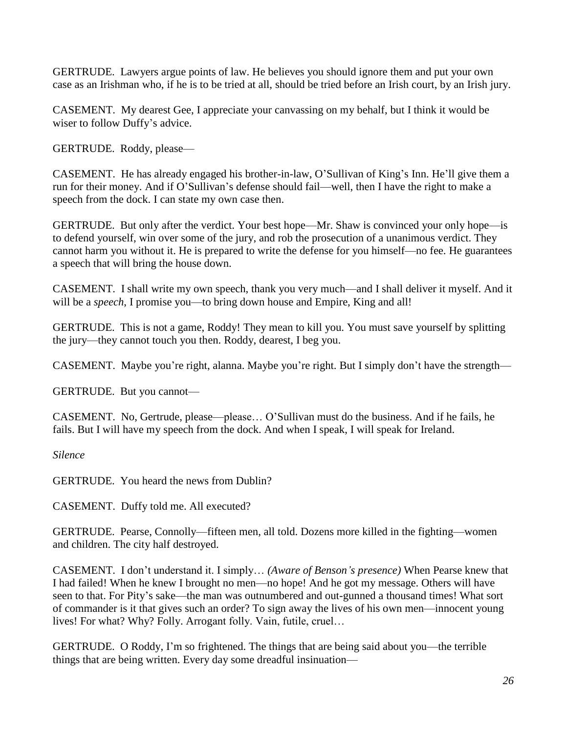GERTRUDE. Lawyers argue points of law. He believes you should ignore them and put your own case as an Irishman who, if he is to be tried at all, should be tried before an Irish court, by an Irish jury.

CASEMENT. My dearest Gee, I appreciate your canvassing on my behalf, but I think it would be wiser to follow Duffy's advice.

GERTRUDE. Roddy, please—

CASEMENT. He has already engaged his brother-in-law, O'Sullivan of King's Inn. He'll give them a run for their money. And if O'Sullivan's defense should fail—well, then I have the right to make a speech from the dock. I can state my own case then.

GERTRUDE. But only after the verdict. Your best hope—Mr. Shaw is convinced your only hope—is to defend yourself, win over some of the jury, and rob the prosecution of a unanimous verdict. They cannot harm you without it. He is prepared to write the defense for you himself—no fee. He guarantees a speech that will bring the house down.

CASEMENT. I shall write my own speech, thank you very much—and I shall deliver it myself. And it will be a *speech*, I promise you—to bring down house and Empire, King and all!

GERTRUDE. This is not a game, Roddy! They mean to kill you. You must save yourself by splitting the jury—they cannot touch you then. Roddy, dearest, I beg you.

CASEMENT. Maybe you're right, alanna. Maybe you're right. But I simply don't have the strength—

GERTRUDE. But you cannot—

CASEMENT. No, Gertrude, please—please… O'Sullivan must do the business. And if he fails, he fails. But I will have my speech from the dock. And when I speak, I will speak for Ireland.

*Silence*

GERTRUDE. You heard the news from Dublin?

CASEMENT. Duffy told me. All executed?

GERTRUDE. Pearse, Connolly—fifteen men, all told. Dozens more killed in the fighting—women and children. The city half destroyed.

CASEMENT. I don't understand it. I simply… *(Aware of Benson's presence)* When Pearse knew that I had failed! When he knew I brought no men—no hope! And he got my message. Others will have seen to that. For Pity's sake—the man was outnumbered and out-gunned a thousand times! What sort of commander is it that gives such an order? To sign away the lives of his own men—innocent young lives! For what? Why? Folly. Arrogant folly. Vain, futile, cruel…

GERTRUDE. O Roddy, I'm so frightened. The things that are being said about you—the terrible things that are being written. Every day some dreadful insinuation—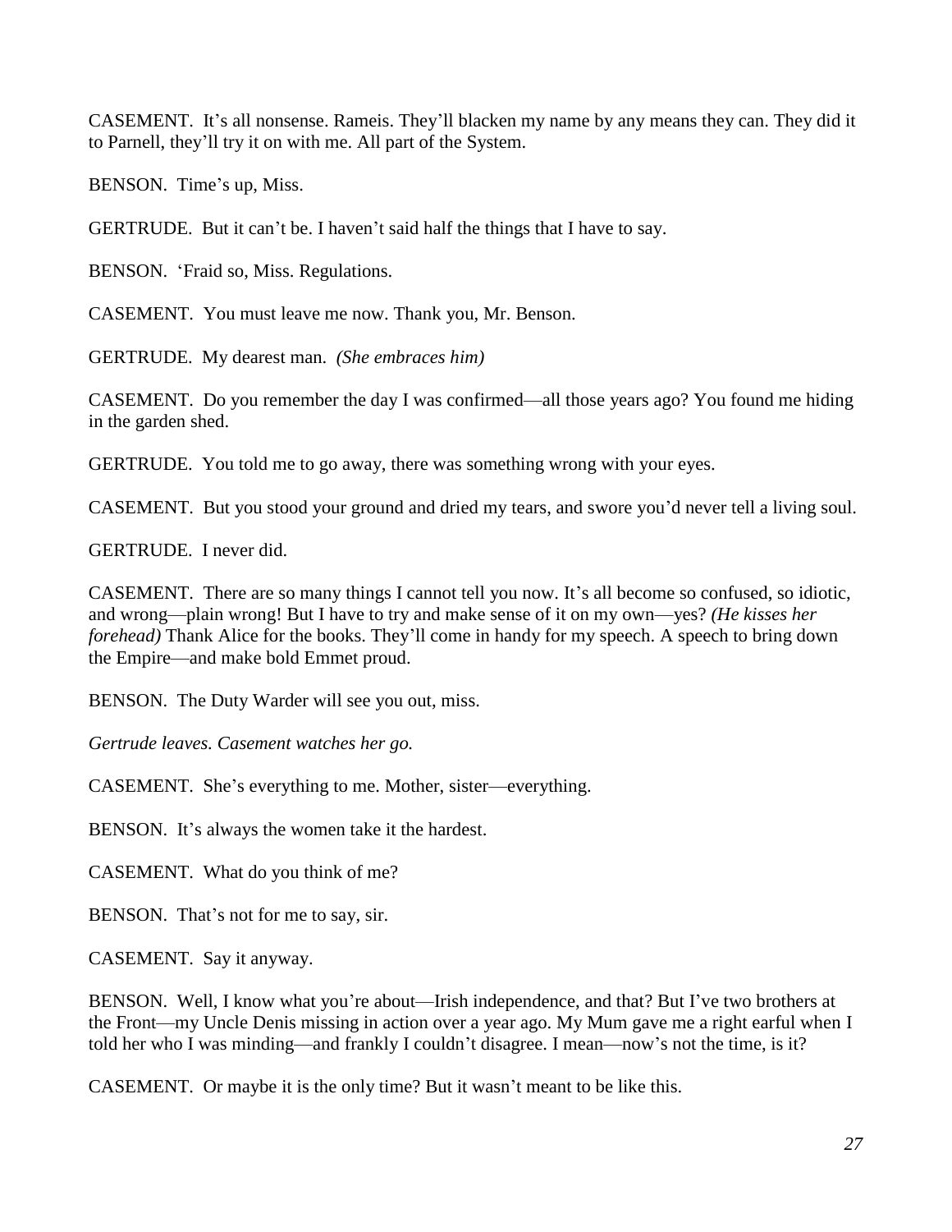CASEMENT. It's all nonsense. Rameis. They'll blacken my name by any means they can. They did it to Parnell, they'll try it on with me. All part of the System.

BENSON. Time's up, Miss.

GERTRUDE. But it can't be. I haven't said half the things that I have to say.

BENSON. 'Fraid so, Miss. Regulations.

CASEMENT. You must leave me now. Thank you, Mr. Benson.

GERTRUDE. My dearest man. *(She embraces him)*

CASEMENT. Do you remember the day I was confirmed—all those years ago? You found me hiding in the garden shed.

GERTRUDE. You told me to go away, there was something wrong with your eyes.

CASEMENT. But you stood your ground and dried my tears, and swore you'd never tell a living soul.

GERTRUDE. I never did.

CASEMENT. There are so many things I cannot tell you now. It's all become so confused, so idiotic, and wrong—plain wrong! But I have to try and make sense of it on my own—yes? *(He kisses her forehead)* Thank Alice for the books. They'll come in handy for my speech. A speech to bring down the Empire—and make bold Emmet proud.

BENSON. The Duty Warder will see you out, miss.

*Gertrude leaves. Casement watches her go.*

CASEMENT. She's everything to me. Mother, sister—everything.

BENSON. It's always the women take it the hardest.

CASEMENT. What do you think of me?

BENSON. That's not for me to say, sir.

CASEMENT. Say it anyway.

BENSON. Well, I know what you're about—Irish independence, and that? But I've two brothers at the Front—my Uncle Denis missing in action over a year ago. My Mum gave me a right earful when I told her who I was minding—and frankly I couldn't disagree. I mean—now's not the time, is it?

CASEMENT. Or maybe it is the only time? But it wasn't meant to be like this.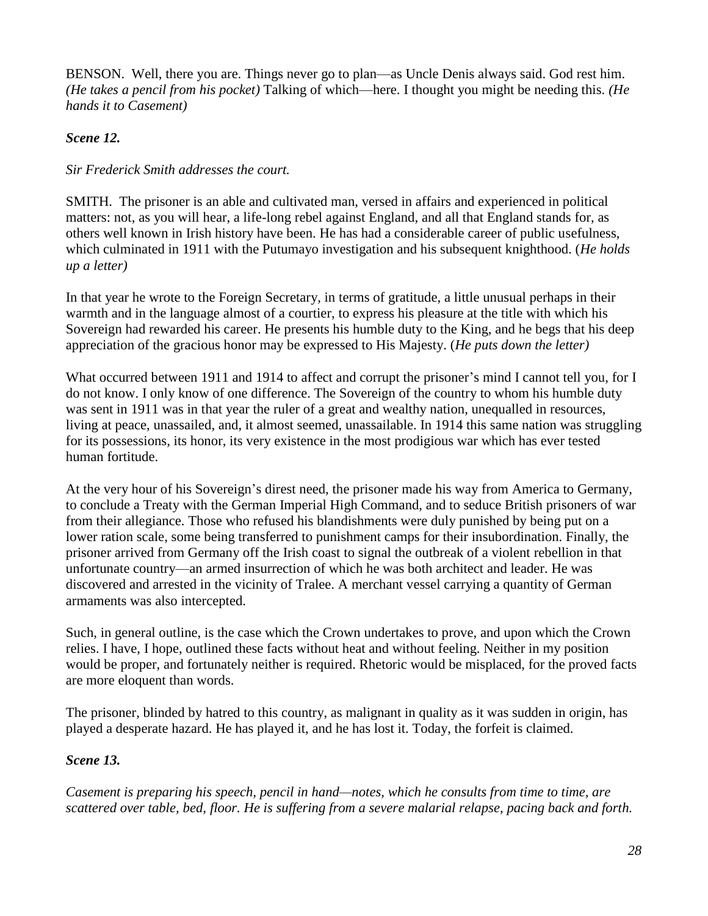BENSON. Well, there you are. Things never go to plan—as Uncle Denis always said. God rest him. *(He takes a pencil from his pocket)* Talking of which—here. I thought you might be needing this. *(He hands it to Casement)*

### *Scene 12.*

*Sir Frederick Smith addresses the court.*

SMITH. The prisoner is an able and cultivated man, versed in affairs and experienced in political matters: not, as you will hear, a life-long rebel against England, and all that England stands for, as others well known in Irish history have been. He has had a considerable career of public usefulness, which culminated in 1911 with the Putumayo investigation and his subsequent knighthood. (*He holds up a letter)*

In that year he wrote to the Foreign Secretary, in terms of gratitude, a little unusual perhaps in their warmth and in the language almost of a courtier, to express his pleasure at the title with which his Sovereign had rewarded his career. He presents his humble duty to the King, and he begs that his deep appreciation of the gracious honor may be expressed to His Majesty. (*He puts down the letter)*

What occurred between 1911 and 1914 to affect and corrupt the prisoner's mind I cannot tell you, for I do not know. I only know of one difference. The Sovereign of the country to whom his humble duty was sent in 1911 was in that year the ruler of a great and wealthy nation, unequalled in resources, living at peace, unassailed, and, it almost seemed, unassailable. In 1914 this same nation was struggling for its possessions, its honor, its very existence in the most prodigious war which has ever tested human fortitude.

At the very hour of his Sovereign's direst need, the prisoner made his way from America to Germany, to conclude a Treaty with the German Imperial High Command, and to seduce British prisoners of war from their allegiance. Those who refused his blandishments were duly punished by being put on a lower ration scale, some being transferred to punishment camps for their insubordination. Finally, the prisoner arrived from Germany off the Irish coast to signal the outbreak of a violent rebellion in that unfortunate country—an armed insurrection of which he was both architect and leader. He was discovered and arrested in the vicinity of Tralee. A merchant vessel carrying a quantity of German armaments was also intercepted.

Such, in general outline, is the case which the Crown undertakes to prove, and upon which the Crown relies. I have, I hope, outlined these facts without heat and without feeling. Neither in my position would be proper, and fortunately neither is required. Rhetoric would be misplaced, for the proved facts are more eloquent than words.

The prisoner, blinded by hatred to this country, as malignant in quality as it was sudden in origin, has played a desperate hazard. He has played it, and he has lost it. Today, the forfeit is claimed.

### *Scene 13.*

*Casement is preparing his speech, pencil in hand—notes, which he consults from time to time, are scattered over table, bed, floor. He is suffering from a severe malarial relapse, pacing back and forth.*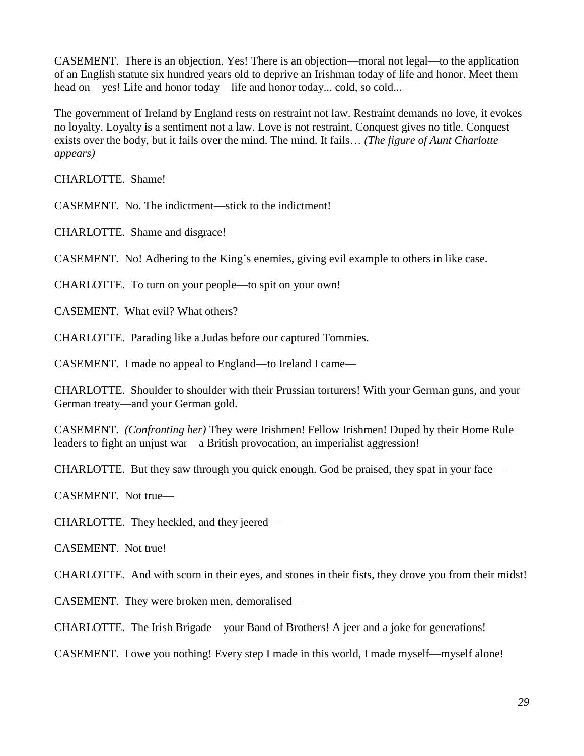CASEMENT. There is an objection. Yes! There is an objection—moral not legal—to the application of an English statute six hundred years old to deprive an Irishman today of life and honor. Meet them head on—yes! Life and honor today—life and honor today... cold, so cold...

The government of Ireland by England rests on restraint not law. Restraint demands no love, it evokes no loyalty. Loyalty is a sentiment not a law. Love is not restraint. Conquest gives no title. Conquest exists over the body, but it fails over the mind. The mind. It fails… *(The figure of Aunt Charlotte appears)*

CHARLOTTE. Shame!

CASEMENT. No. The indictment—stick to the indictment!

CHARLOTTE. Shame and disgrace!

CASEMENT. No! Adhering to the King's enemies, giving evil example to others in like case.

CHARLOTTE. To turn on your people—to spit on your own!

CASEMENT. What evil? What others?

CHARLOTTE. Parading like a Judas before our captured Tommies.

CASEMENT. I made no appeal to England—to Ireland I came—

CHARLOTTE. Shoulder to shoulder with their Prussian torturers! With your German guns, and your German treaty—and your German gold.

CASEMENT. *(Confronting her)* They were Irishmen! Fellow Irishmen! Duped by their Home Rule leaders to fight an unjust war—a British provocation, an imperialist aggression!

CHARLOTTE. But they saw through you quick enough. God be praised, they spat in your face—

CASEMENT. Not true—

CHARLOTTE. They heckled, and they jeered—

CASEMENT. Not true!

CHARLOTTE. And with scorn in their eyes, and stones in their fists, they drove you from their midst!

CASEMENT. They were broken men, demoralised—

CHARLOTTE. The Irish Brigade—your Band of Brothers! A jeer and a joke for generations!

CASEMENT. I owe you nothing! Every step I made in this world, I made myself—myself alone!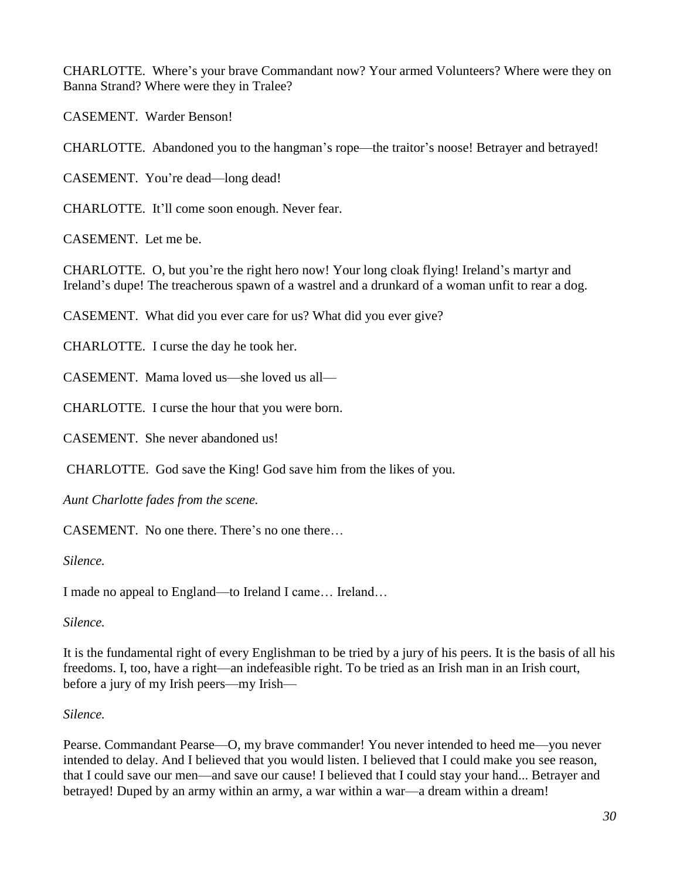CHARLOTTE. Where's your brave Commandant now? Your armed Volunteers? Where were they on Banna Strand? Where were they in Tralee?

CASEMENT. Warder Benson!

CHARLOTTE. Abandoned you to the hangman's rope—the traitor's noose! Betrayer and betrayed!

CASEMENT. You're dead—long dead!

CHARLOTTE. It'll come soon enough. Never fear.

CASEMENT. Let me be.

CHARLOTTE. O, but you're the right hero now! Your long cloak flying! Ireland's martyr and Ireland's dupe! The treacherous spawn of a wastrel and a drunkard of a woman unfit to rear a dog.

CASEMENT. What did you ever care for us? What did you ever give?

CHARLOTTE. I curse the day he took her.

CASEMENT. Mama loved us—she loved us all—

CHARLOTTE. I curse the hour that you were born.

CASEMENT. She never abandoned us!

CHARLOTTE. God save the King! God save him from the likes of you.

*Aunt Charlotte fades from the scene.*

CASEMENT. No one there. There's no one there…

*Silence.*

I made no appeal to England—to Ireland I came… Ireland…

*Silence.*

It is the fundamental right of every Englishman to be tried by a jury of his peers. It is the basis of all his freedoms. I, too, have a right—an indefeasible right. To be tried as an Irish man in an Irish court, before a jury of my Irish peers—my Irish—

*Silence.*

Pearse. Commandant Pearse—O, my brave commander! You never intended to heed me—you never intended to delay. And I believed that you would listen. I believed that I could make you see reason, that I could save our men—and save our cause! I believed that I could stay your hand... Betrayer and betrayed! Duped by an army within an army, a war within a war—a dream within a dream!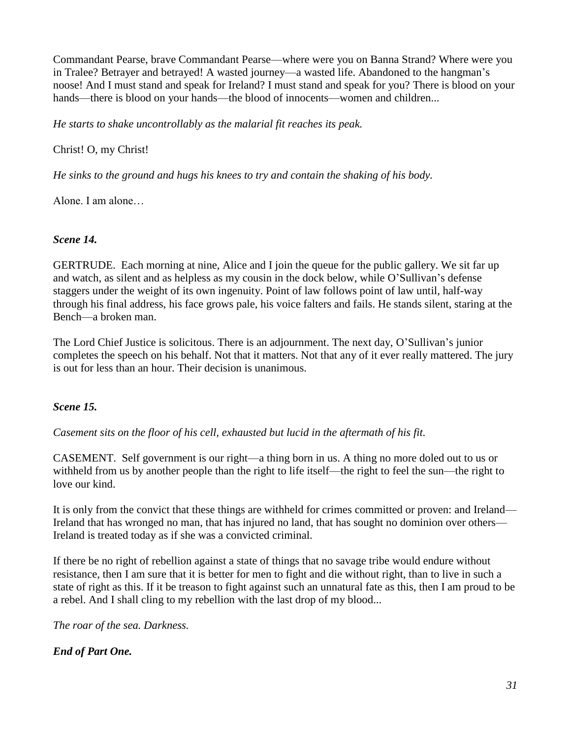Commandant Pearse, brave Commandant Pearse—where were you on Banna Strand? Where were you in Tralee? Betrayer and betrayed! A wasted journey—a wasted life. Abandoned to the hangman's noose! And I must stand and speak for Ireland? I must stand and speak for you? There is blood on your hands—there is blood on your hands—the blood of innocents—women and children...

*He starts to shake uncontrollably as the malarial fit reaches its peak.*

Christ! O, my Christ!

*He sinks to the ground and hugs his knees to try and contain the shaking of his body.*

Alone. I am alone…

***Scene 14.***

GERTRUDE. Each morning at nine, Alice and I join the queue for the public gallery. We sit far up and watch, as silent and as helpless as my cousin in the dock below, while O'Sullivan's defense staggers under the weight of its own ingenuity. Point of law follows point of law until, half-way through his final address, his face grows pale, his voice falters and fails. He stands silent, staring at the Bench—a broken man.

The Lord Chief Justice is solicitous. There is an adjournment. The next day, O'Sullivan's junior completes the speech on his behalf. Not that it matters. Not that any of it ever really mattered. The jury is out for less than an hour. Their decision is unanimous.

***Scene 15.***

*Casement sits on the floor of his cell, exhausted but lucid in the aftermath of his fit.*

CASEMENT. Self government is our right—a thing born in us. A thing no more doled out to us or withheld from us by another people than the right to life itself—the right to feel the sun—the right to love our kind.

It is only from the convict that these things are withheld for crimes committed or proven: and Ireland—Ireland that has wronged no man, that has injured no land, that has sought no dominion over others—Ireland is treated today as if she was a convicted criminal.

If there be no right of rebellion against a state of things that no savage tribe would endure without resistance, then I am sure that it is better for men to fight and die without right, than to live in such a state of right as this. If it be treason to fight against such an unnatural fate as this, then I am proud to be a rebel. And I shall cling to my rebellion with the last drop of my blood...

*The roar of the sea. Darkness.*

***End of Part One.***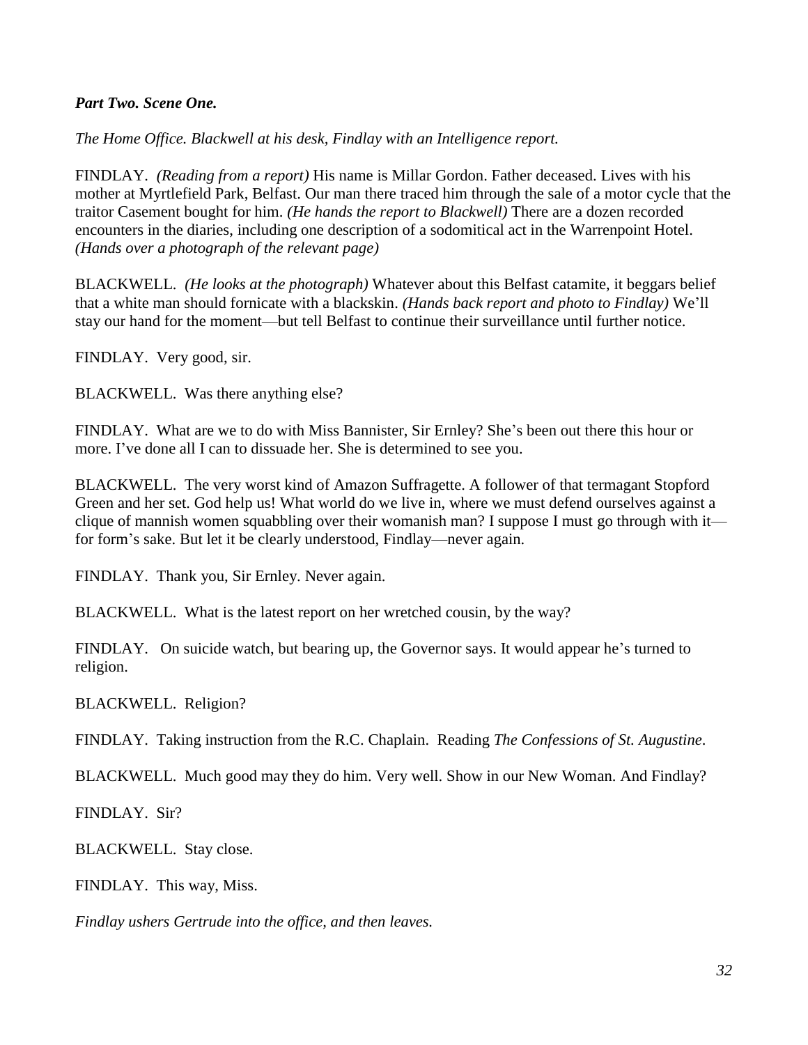***Part Two. Scene One.***

*The Home Office. Blackwell at his desk, Findlay with an Intelligence report.*

FINDLAY. *(Reading from a report)* His name is Millar Gordon. Father deceased. Lives with his mother at Myrtlefield Park, Belfast. Our man there traced him through the sale of a motor cycle that the traitor Casement bought for him. *(He hands the report to Blackwell)* There are a dozen recorded encounters in the diaries, including one description of a sodomitical act in the Warrenpoint Hotel. *(Hands over a photograph of the relevant page)*

BLACKWELL. *(He looks at the photograph)* Whatever about this Belfast catamite, it beggars belief that a white man should fornicate with a blackskin. *(Hands back report and photo to Findlay)* We'll stay our hand for the moment—but tell Belfast to continue their surveillance until further notice.

FINDLAY. Very good, sir.

BLACKWELL. Was there anything else?

FINDLAY. What are we to do with Miss Bannister, Sir Ernley? She's been out there this hour or more. I've done all I can to dissuade her. She is determined to see you.

BLACKWELL. The very worst kind of Amazon Suffragette. A follower of that termagant Stopford Green and her set. God help us! What world do we live in, where we must defend ourselves against a clique of mannish women squabbling over their womanish man? I suppose I must go through with it—for form's sake. But let it be clearly understood, Findlay—never again.

FINDLAY. Thank you, Sir Ernley. Never again.

BLACKWELL. What is the latest report on her wretched cousin, by the way?

FINDLAY. On suicide watch, but bearing up, the Governor says. It would appear he's turned to religion.

BLACKWELL. Religion?

FINDLAY. Taking instruction from the R.C. Chaplain. Reading *The Confessions of St. Augustine*.

BLACKWELL. Much good may they do him. Very well. Show in our New Woman. And Findlay?

FINDLAY. Sir?

BLACKWELL. Stay close.

FINDLAY. This way, Miss.

*Findlay ushers Gertrude into the office, and then leaves.*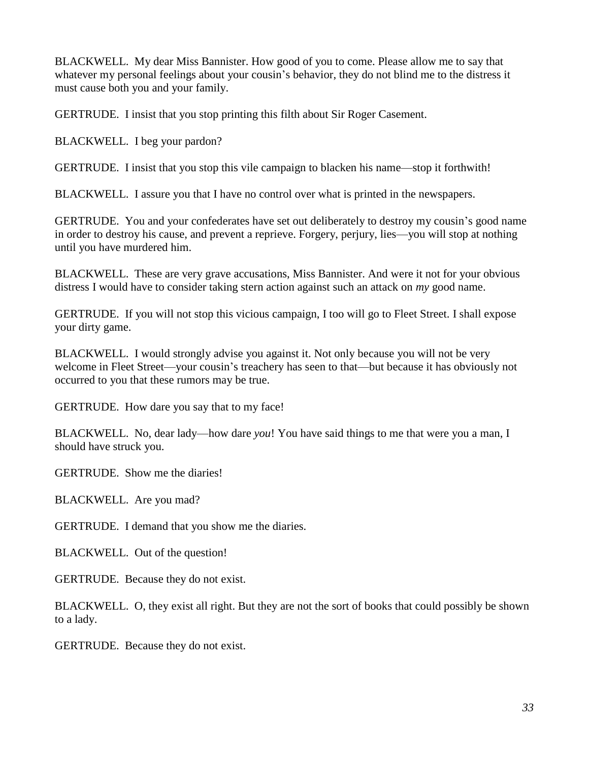BLACKWELL. My dear Miss Bannister. How good of you to come. Please allow me to say that whatever my personal feelings about your cousin's behavior, they do not blind me to the distress it must cause both you and your family.

GERTRUDE. I insist that you stop printing this filth about Sir Roger Casement.

BLACKWELL. I beg your pardon?

GERTRUDE. I insist that you stop this vile campaign to blacken his name—stop it forthwith!

BLACKWELL. I assure you that I have no control over what is printed in the newspapers.

GERTRUDE. You and your confederates have set out deliberately to destroy my cousin's good name in order to destroy his cause, and prevent a reprieve. Forgery, perjury, lies—you will stop at nothing until you have murdered him.

BLACKWELL. These are very grave accusations, Miss Bannister. And were it not for your obvious distress I would have to consider taking stern action against such an attack on *my* good name.

GERTRUDE. If you will not stop this vicious campaign, I too will go to Fleet Street. I shall expose your dirty game.

BLACKWELL. I would strongly advise you against it. Not only because you will not be very welcome in Fleet Street—your cousin's treachery has seen to that—but because it has obviously not occurred to you that these rumors may be true.

GERTRUDE. How dare you say that to my face!

BLACKWELL. No, dear lady—how dare *you*! You have said things to me that were you a man, I should have struck you.

GERTRUDE. Show me the diaries!

BLACKWELL. Are you mad?

GERTRUDE. I demand that you show me the diaries.

BLACKWELL. Out of the question!

GERTRUDE. Because they do not exist.

BLACKWELL. O, they exist all right. But they are not the sort of books that could possibly be shown to a lady.

GERTRUDE. Because they do not exist.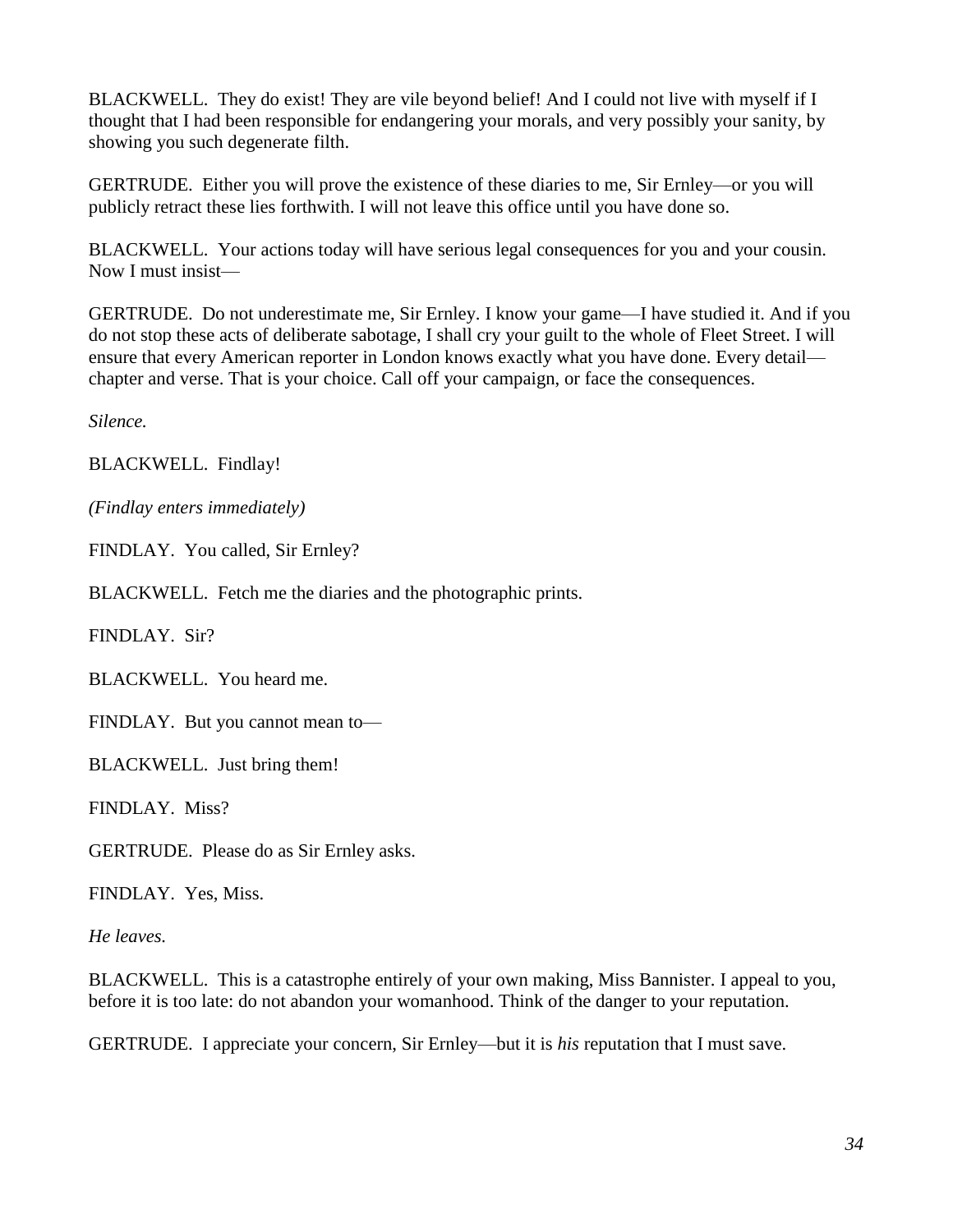BLACKWELL. They do exist! They are vile beyond belief! And I could not live with myself if I thought that I had been responsible for endangering your morals, and very possibly your sanity, by showing you such degenerate filth.

GERTRUDE. Either you will prove the existence of these diaries to me, Sir Ernley—or you will publicly retract these lies forthwith. I will not leave this office until you have done so.

BLACKWELL. Your actions today will have serious legal consequences for you and your cousin. Now I must insist—

GERTRUDE. Do not underestimate me, Sir Ernley. I know your game—I have studied it. And if you do not stop these acts of deliberate sabotage, I shall cry your guilt to the whole of Fleet Street. I will ensure that every American reporter in London knows exactly what you have done. Every detail—chapter and verse. That is your choice. Call off your campaign, or face the consequences.

*Silence.*

BLACKWELL. Findlay!

*(Findlay enters immediately)*

FINDLAY. You called, Sir Ernley?

BLACKWELL. Fetch me the diaries and the photographic prints.

FINDLAY. Sir?

BLACKWELL. You heard me.

FINDLAY. But you cannot mean to—

BLACKWELL. Just bring them!

FINDLAY. Miss?

GERTRUDE. Please do as Sir Ernley asks.

FINDLAY. Yes, Miss.

*He leaves.*

BLACKWELL. This is a catastrophe entirely of your own making, Miss Bannister. I appeal to you, before it is too late: do not abandon your womanhood. Think of the danger to your reputation.

GERTRUDE. I appreciate your concern, Sir Ernley—but it is *his* reputation that I must save.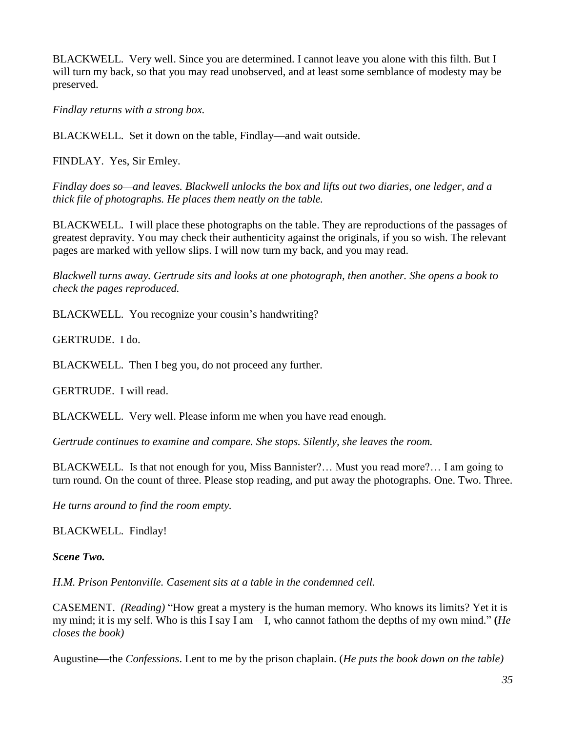BLACKWELL. Very well. Since you are determined. I cannot leave you alone with this filth. But I will turn my back, so that you may read unobserved, and at least some semblance of modesty may be preserved.

*Findlay returns with a strong box.*

BLACKWELL. Set it down on the table, Findlay—and wait outside.

FINDLAY. Yes, Sir Ernley.

*Findlay does so—and leaves. Blackwell unlocks the box and lifts out two diaries, one ledger, and a thick file of photographs. He places them neatly on the table.*

BLACKWELL. I will place these photographs on the table. They are reproductions of the passages of greatest depravity. You may check their authenticity against the originals, if you so wish. The relevant pages are marked with yellow slips. I will now turn my back, and you may read.

*Blackwell turns away. Gertrude sits and looks at one photograph, then another. She opens a book to check the pages reproduced.*

BLACKWELL. You recognize your cousin's handwriting?

GERTRUDE. I do.

BLACKWELL. Then I beg you, do not proceed any further.

GERTRUDE. I will read.

BLACKWELL. Very well. Please inform me when you have read enough.

*Gertrude continues to examine and compare. She stops. Silently, she leaves the room.*

BLACKWELL. Is that not enough for you, Miss Bannister?… Must you read more?… I am going to turn round. On the count of three. Please stop reading, and put away the photographs. One. Two. Three.

*He turns around to find the room empty.*

BLACKWELL. Findlay!

***Scene Two.***

*H.M. Prison Pentonville. Casement sits at a table in the condemned cell.*

CASEMENT. *(Reading)* "How great a mystery is the human memory. Who knows its limits? Yet it is my mind; it is my self. Who is this I say I am—I, who cannot fathom the depths of my own mind." **(***He closes the book)*

Augustine—the *Confessions*. Lent to me by the prison chaplain. (*He puts the book down on the table)*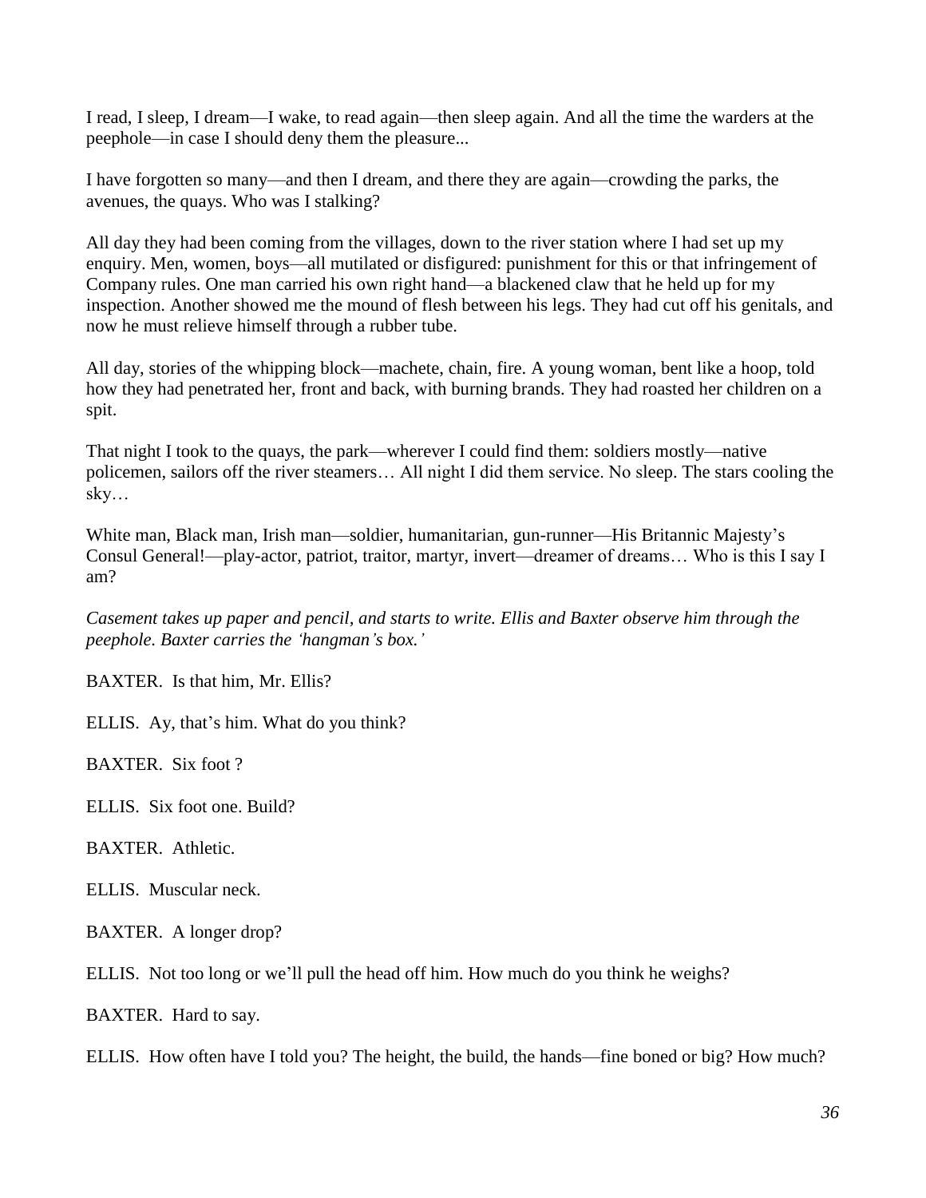I read, I sleep, I dream—I wake, to read again—then sleep again. And all the time the warders at the peephole—in case I should deny them the pleasure...

I have forgotten so many—and then I dream, and there they are again—crowding the parks, the avenues, the quays. Who was I stalking?

All day they had been coming from the villages, down to the river station where I had set up my enquiry. Men, women, boys—all mutilated or disfigured: punishment for this or that infringement of Company rules. One man carried his own right hand—a blackened claw that he held up for my inspection. Another showed me the mound of flesh between his legs. They had cut off his genitals, and now he must relieve himself through a rubber tube.

All day, stories of the whipping block—machete, chain, fire. A young woman, bent like a hoop, told how they had penetrated her, front and back, with burning brands. They had roasted her children on a spit.

That night I took to the quays, the park—wherever I could find them: soldiers mostly—native policemen, sailors off the river steamers… All night I did them service. No sleep. The stars cooling the sky…

White man, Black man, Irish man—soldier, humanitarian, gun-runner—His Britannic Majesty's Consul General!—play-actor, patriot, traitor, martyr, invert—dreamer of dreams… Who is this I say I am?

*Casement takes up paper and pencil, and starts to write. Ellis and Baxter observe him through the peephole. Baxter carries the 'hangman's box.'*

BAXTER. Is that him, Mr. Ellis?

ELLIS. Ay, that's him. What do you think?

BAXTER. Six foot ?

ELLIS. Six foot one. Build?

BAXTER. Athletic.

ELLIS. Muscular neck.

BAXTER. A longer drop?

ELLIS. Not too long or we'll pull the head off him. How much do you think he weighs?

BAXTER. Hard to say.

ELLIS. How often have I told you? The height, the build, the hands—fine boned or big? How much?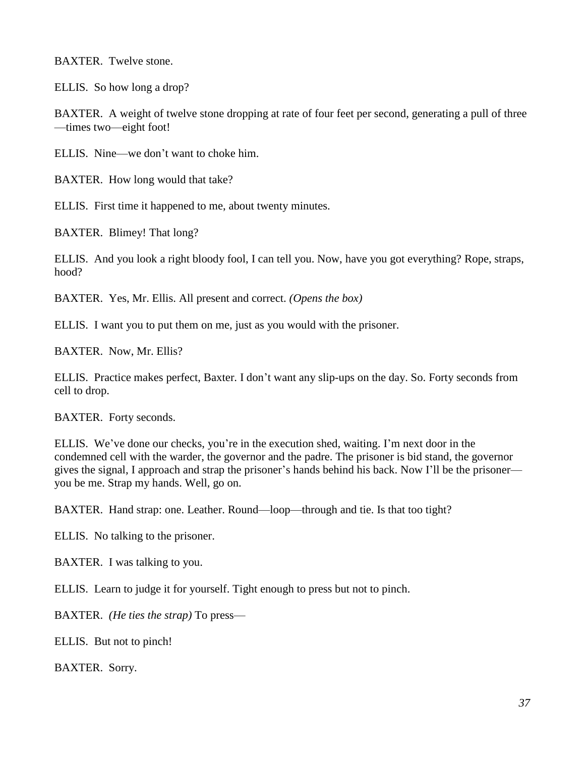BAXTER. Twelve stone.

ELLIS. So how long a drop?

BAXTER. A weight of twelve stone dropping at rate of four feet per second, generating a pull of three—times two—eight foot!

ELLIS. Nine—we don't want to choke him.

BAXTER. How long would that take?

ELLIS. First time it happened to me, about twenty minutes.

BAXTER. Blimey! That long?

ELLIS. And you look a right bloody fool, I can tell you. Now, have you got everything? Rope, straps, hood?

BAXTER. Yes, Mr. Ellis. All present and correct. *(Opens the box)*

ELLIS. I want you to put them on me, just as you would with the prisoner.

BAXTER. Now, Mr. Ellis?

ELLIS. Practice makes perfect, Baxter. I don't want any slip-ups on the day. So. Forty seconds from cell to drop.

BAXTER. Forty seconds.

ELLIS. We've done our checks, you're in the execution shed, waiting. I'm next door in the condemned cell with the warder, the governor and the padre. The prisoner is bid stand, the governor gives the signal, I approach and strap the prisoner's hands behind his back. Now I'll be the prisoner—you be me. Strap my hands. Well, go on.

BAXTER. Hand strap: one. Leather. Round—loop—through and tie. Is that too tight?

ELLIS. No talking to the prisoner.

BAXTER. I was talking to you.

ELLIS. Learn to judge it for yourself. Tight enough to press but not to pinch.

BAXTER. *(He ties the strap)* To press—

ELLIS. But not to pinch!

BAXTER. Sorry.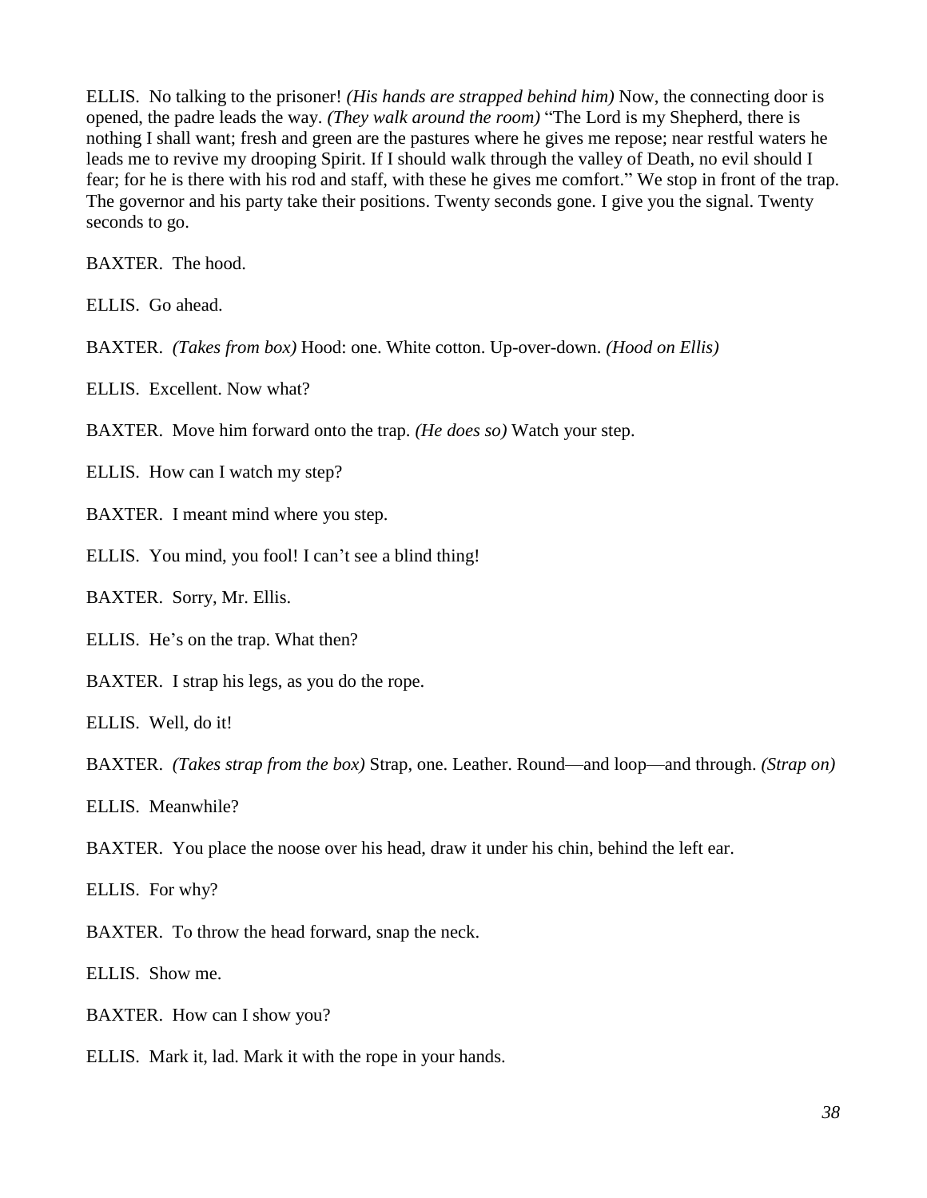ELLIS. No talking to the prisoner! *(His hands are strapped behind him)* Now, the connecting door is opened, the padre leads the way. *(They walk around the room)* "The Lord is my Shepherd, there is nothing I shall want; fresh and green are the pastures where he gives me repose; near restful waters he leads me to revive my drooping Spirit. If I should walk through the valley of Death, no evil should I fear; for he is there with his rod and staff, with these he gives me comfort." We stop in front of the trap. The governor and his party take their positions. Twenty seconds gone. I give you the signal. Twenty seconds to go.

BAXTER. The hood.

ELLIS. Go ahead.

BAXTER. *(Takes from box)* Hood: one. White cotton. Up-over-down. *(Hood on Ellis)*

ELLIS. Excellent. Now what?

BAXTER. Move him forward onto the trap. *(He does so)* Watch your step.

ELLIS. How can I watch my step?

BAXTER. I meant mind where you step.

ELLIS. You mind, you fool! I can't see a blind thing!

BAXTER. Sorry, Mr. Ellis.

ELLIS. He's on the trap. What then?

BAXTER. I strap his legs, as you do the rope.

ELLIS. Well, do it!

BAXTER. *(Takes strap from the box)* Strap, one. Leather. Round—and loop—and through. *(Strap on)*

ELLIS. Meanwhile?

BAXTER. You place the noose over his head, draw it under his chin, behind the left ear.

ELLIS. For why?

BAXTER. To throw the head forward, snap the neck.

ELLIS. Show me.

BAXTER. How can I show you?

ELLIS. Mark it, lad. Mark it with the rope in your hands.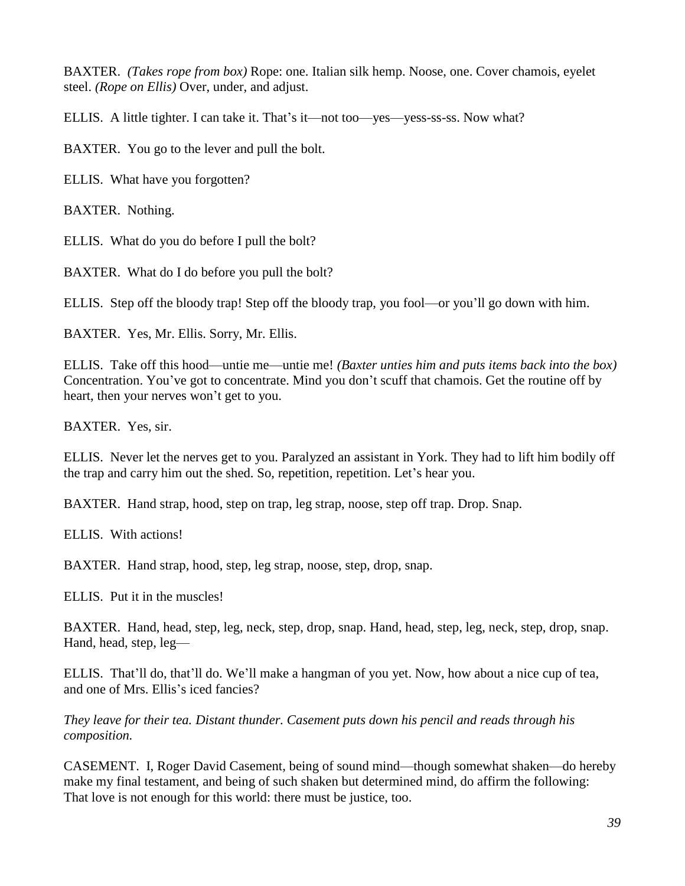BAXTER. *(Takes rope from box)* Rope: one. Italian silk hemp. Noose, one. Cover chamois, eyelet steel. *(Rope on Ellis)* Over, under, and adjust.

ELLIS. A little tighter. I can take it. That's it—not too—yes—yess-ss-ss. Now what?

BAXTER. You go to the lever and pull the bolt.

ELLIS. What have you forgotten?

BAXTER. Nothing.

ELLIS. What do you do before I pull the bolt?

BAXTER. What do I do before you pull the bolt?

ELLIS. Step off the bloody trap! Step off the bloody trap, you fool—or you'll go down with him.

BAXTER. Yes, Mr. Ellis. Sorry, Mr. Ellis.

ELLIS. Take off this hood—untie me—untie me! *(Baxter unties him and puts items back into the box)* Concentration. You've got to concentrate. Mind you don't scuff that chamois. Get the routine off by heart, then your nerves won't get to you.

BAXTER. Yes, sir.

ELLIS. Never let the nerves get to you. Paralyzed an assistant in York. They had to lift him bodily off the trap and carry him out the shed. So, repetition, repetition. Let's hear you.

BAXTER. Hand strap, hood, step on trap, leg strap, noose, step off trap. Drop. Snap.

ELLIS. With actions!

BAXTER. Hand strap, hood, step, leg strap, noose, step, drop, snap.

ELLIS. Put it in the muscles!

BAXTER. Hand, head, step, leg, neck, step, drop, snap. Hand, head, step, leg, neck, step, drop, snap. Hand, head, step, leg—

ELLIS. That'll do, that'll do. We'll make a hangman of you yet. Now, how about a nice cup of tea, and one of Mrs. Ellis's iced fancies?

*They leave for their tea. Distant thunder. Casement puts down his pencil and reads through his composition.*

CASEMENT. I, Roger David Casement, being of sound mind—though somewhat shaken—do hereby make my final testament, and being of such shaken but determined mind, do affirm the following: That love is not enough for this world: there must be justice, too.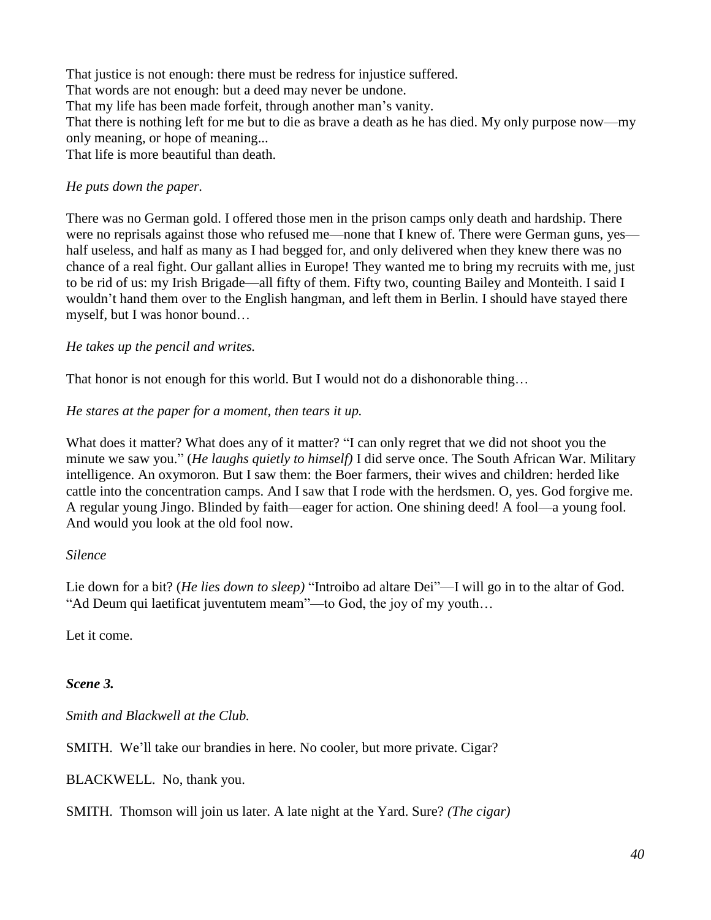That justice is not enough: there must be redress for injustice suffered.
That words are not enough: but a deed may never be undone.
That my life has been made forfeit, through another man's vanity.
That there is nothing left for me but to die as brave a death as he has died. My only purpose now—my only meaning, or hope of meaning...
That life is more beautiful than death.

*He puts down the paper.*

There was no German gold. I offered those men in the prison camps only death and hardship. There were no reprisals against those who refused me—none that I knew of. There were German guns, yes—half useless, and half as many as I had begged for, and only delivered when they knew there was no chance of a real fight. Our gallant allies in Europe! They wanted me to bring my recruits with me, just to be rid of us: my Irish Brigade—all fifty of them. Fifty two, counting Bailey and Monteith. I said I wouldn't hand them over to the English hangman, and left them in Berlin. I should have stayed there myself, but I was honor bound…

*He takes up the pencil and writes.*

That honor is not enough for this world. But I would not do a dishonorable thing…

*He stares at the paper for a moment, then tears it up.*

What does it matter? What does any of it matter? "I can only regret that we did not shoot you the minute we saw you." (*He laughs quietly to himself)* I did serve once. The South African War. Military intelligence. An oxymoron. But I saw them: the Boer farmers, their wives and children: herded like cattle into the concentration camps. And I saw that I rode with the herdsmen. O, yes. God forgive me. A regular young Jingo. Blinded by faith—eager for action. One shining deed! A fool—a young fool. And would you look at the old fool now.

*Silence*

Lie down for a bit? (*He lies down to sleep)* "Introibo ad altare Dei"—I will go in to the altar of God. "Ad Deum qui laetificat juventutem meam"—to God, the joy of my youth…

Let it come.

### *Scene 3.*

*Smith and Blackwell at the Club.*

SMITH. We'll take our brandies in here. No cooler, but more private. Cigar?

BLACKWELL. No, thank you.

SMITH. Thomson will join us later. A late night at the Yard. Sure? *(The cigar)*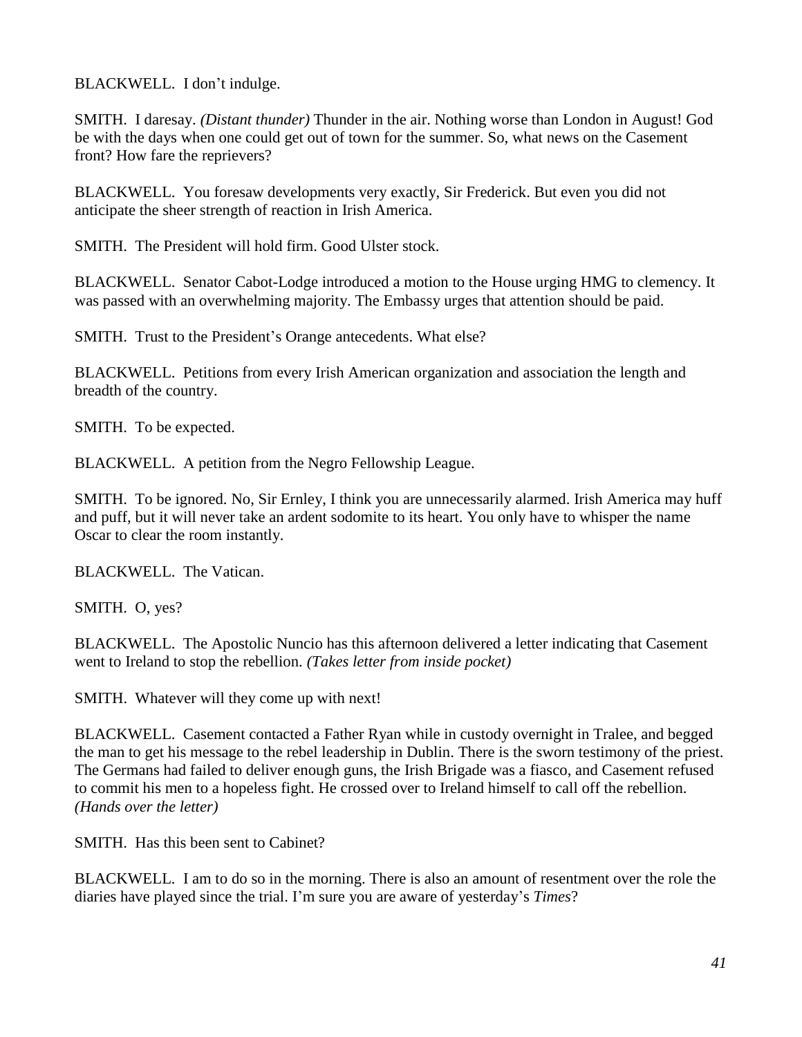BLACKWELL. I don't indulge.

SMITH. I daresay. *(Distant thunder)* Thunder in the air. Nothing worse than London in August! God be with the days when one could get out of town for the summer. So, what news on the Casement front? How fare the reprievers?

BLACKWELL. You foresaw developments very exactly, Sir Frederick. But even you did not anticipate the sheer strength of reaction in Irish America.

SMITH. The President will hold firm. Good Ulster stock.

BLACKWELL. Senator Cabot-Lodge introduced a motion to the House urging HMG to clemency. It was passed with an overwhelming majority. The Embassy urges that attention should be paid.

SMITH. Trust to the President's Orange antecedents. What else?

BLACKWELL. Petitions from every Irish American organization and association the length and breadth of the country.

SMITH. To be expected.

BLACKWELL. A petition from the Negro Fellowship League.

SMITH. To be ignored. No, Sir Ernley, I think you are unnecessarily alarmed. Irish America may huff and puff, but it will never take an ardent sodomite to its heart. You only have to whisper the name Oscar to clear the room instantly.

BLACKWELL. The Vatican.

SMITH. O, yes?

BLACKWELL. The Apostolic Nuncio has this afternoon delivered a letter indicating that Casement went to Ireland to stop the rebellion. *(Takes letter from inside pocket)*

SMITH. Whatever will they come up with next!

BLACKWELL. Casement contacted a Father Ryan while in custody overnight in Tralee, and begged the man to get his message to the rebel leadership in Dublin. There is the sworn testimony of the priest. The Germans had failed to deliver enough guns, the Irish Brigade was a fiasco, and Casement refused to commit his men to a hopeless fight. He crossed over to Ireland himself to call off the rebellion. *(Hands over the letter)*

SMITH. Has this been sent to Cabinet?

BLACKWELL. I am to do so in the morning. There is also an amount of resentment over the role the diaries have played since the trial. I'm sure you are aware of yesterday's *Times*?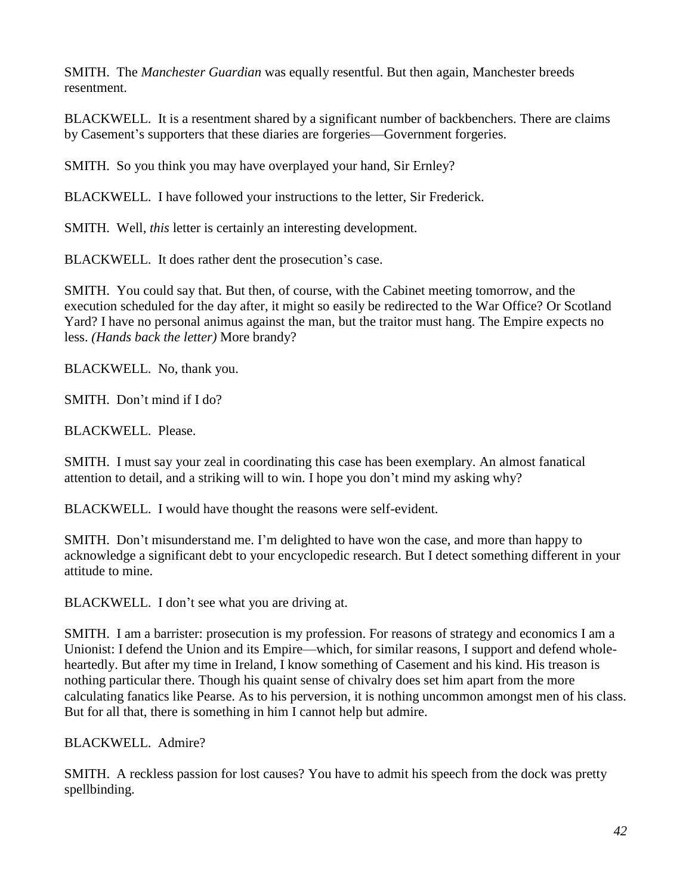SMITH. The *Manchester Guardian* was equally resentful. But then again, Manchester breeds resentment.

BLACKWELL. It is a resentment shared by a significant number of backbenchers. There are claims by Casement's supporters that these diaries are forgeries—Government forgeries.

SMITH. So you think you may have overplayed your hand, Sir Ernley?

BLACKWELL. I have followed your instructions to the letter, Sir Frederick.

SMITH. Well, *this* letter is certainly an interesting development.

BLACKWELL. It does rather dent the prosecution's case.

SMITH. You could say that. But then, of course, with the Cabinet meeting tomorrow, and the execution scheduled for the day after, it might so easily be redirected to the War Office? Or Scotland Yard? I have no personal animus against the man, but the traitor must hang. The Empire expects no less. *(Hands back the letter)* More brandy?

BLACKWELL. No, thank you.

SMITH. Don't mind if I do?

BLACKWELL. Please.

SMITH. I must say your zeal in coordinating this case has been exemplary. An almost fanatical attention to detail, and a striking will to win. I hope you don't mind my asking why?

BLACKWELL. I would have thought the reasons were self-evident.

SMITH. Don't misunderstand me. I'm delighted to have won the case, and more than happy to acknowledge a significant debt to your encyclopedic research. But I detect something different in your attitude to mine.

BLACKWELL. I don't see what you are driving at.

SMITH. I am a barrister: prosecution is my profession. For reasons of strategy and economics I am a Unionist: I defend the Union and its Empire—which, for similar reasons, I support and defend whole-heartedly. But after my time in Ireland, I know something of Casement and his kind. His treason is nothing particular there. Though his quaint sense of chivalry does set him apart from the more calculating fanatics like Pearse. As to his perversion, it is nothing uncommon amongst men of his class. But for all that, there is something in him I cannot help but admire.

BLACKWELL. Admire?

SMITH. A reckless passion for lost causes? You have to admit his speech from the dock was pretty spellbinding.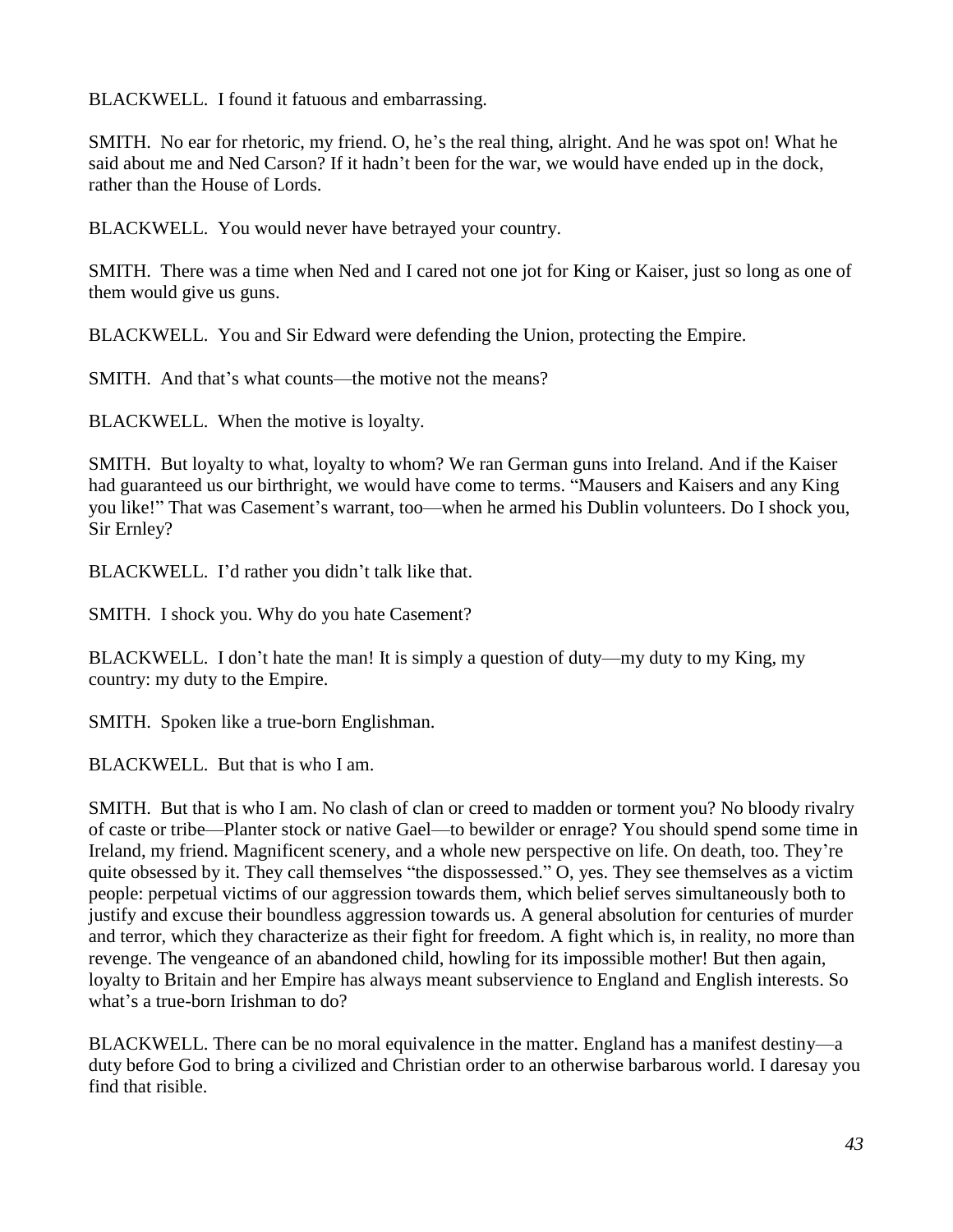BLACKWELL. I found it fatuous and embarrassing.

SMITH. No ear for rhetoric, my friend. O, he's the real thing, alright. And he was spot on! What he said about me and Ned Carson? If it hadn't been for the war, we would have ended up in the dock, rather than the House of Lords.

BLACKWELL. You would never have betrayed your country.

SMITH. There was a time when Ned and I cared not one jot for King or Kaiser, just so long as one of them would give us guns.

BLACKWELL. You and Sir Edward were defending the Union, protecting the Empire.

SMITH. And that's what counts—the motive not the means?

BLACKWELL. When the motive is loyalty.

SMITH. But loyalty to what, loyalty to whom? We ran German guns into Ireland. And if the Kaiser had guaranteed us our birthright, we would have come to terms. "Mausers and Kaisers and any King you like!" That was Casement's warrant, too—when he armed his Dublin volunteers. Do I shock you, Sir Ernley?

BLACKWELL. I'd rather you didn't talk like that.

SMITH. I shock you. Why do you hate Casement?

BLACKWELL. I don't hate the man! It is simply a question of duty—my duty to my King, my country: my duty to the Empire.

SMITH. Spoken like a true-born Englishman.

BLACKWELL. But that is who I am.

SMITH. But that is who I am. No clash of clan or creed to madden or torment you? No bloody rivalry of caste or tribe—Planter stock or native Gael—to bewilder or enrage? You should spend some time in Ireland, my friend. Magnificent scenery, and a whole new perspective on life. On death, too. They're quite obsessed by it. They call themselves "the dispossessed." O, yes. They see themselves as a victim people: perpetual victims of our aggression towards them, which belief serves simultaneously both to justify and excuse their boundless aggression towards us. A general absolution for centuries of murder and terror, which they characterize as their fight for freedom. A fight which is, in reality, no more than revenge. The vengeance of an abandoned child, howling for its impossible mother! But then again, loyalty to Britain and her Empire has always meant subservience to England and English interests. So what's a true-born Irishman to do?

BLACKWELL. There can be no moral equivalence in the matter. England has a manifest destiny—a duty before God to bring a civilized and Christian order to an otherwise barbarous world. I daresay you find that risible.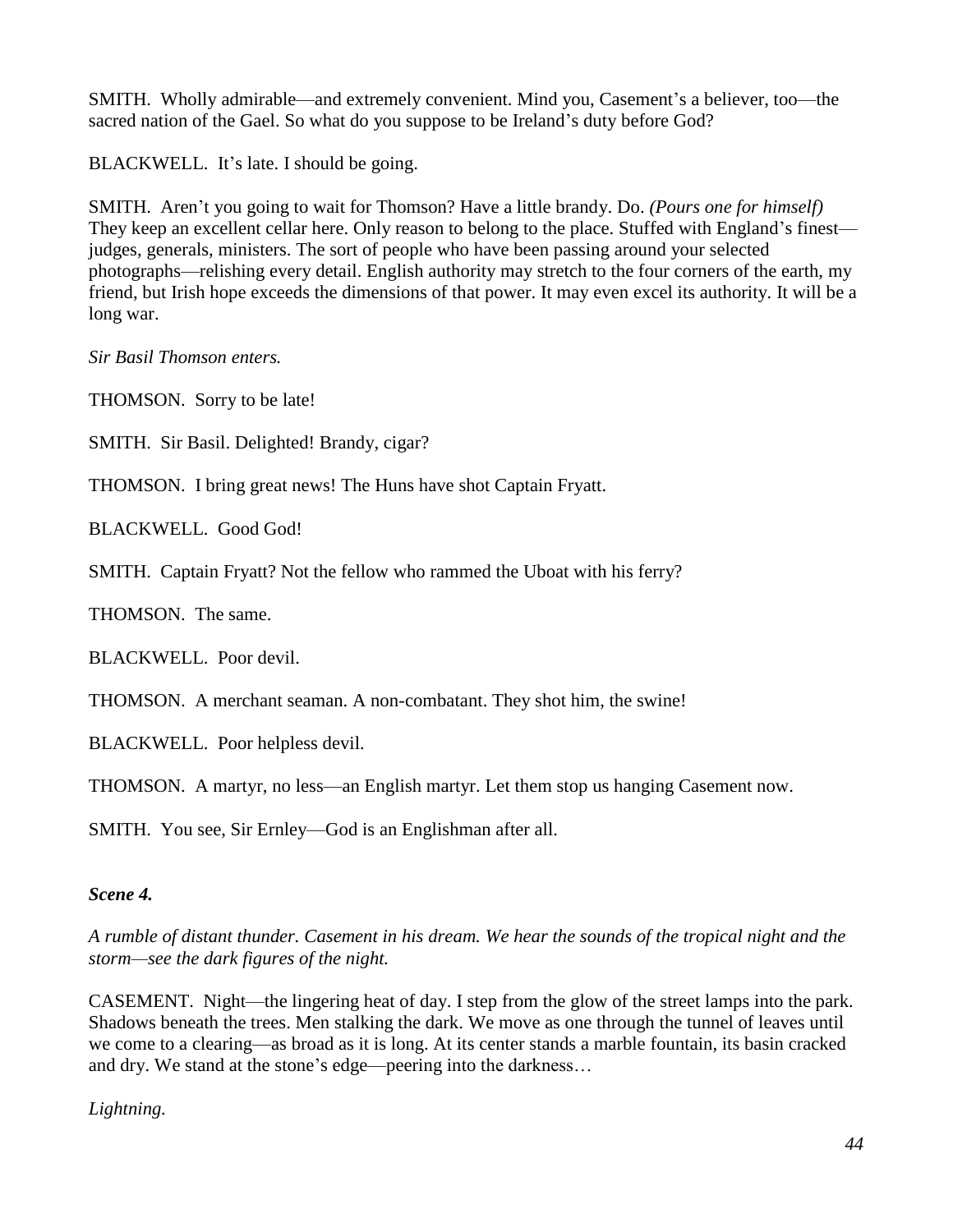SMITH. Wholly admirable—and extremely convenient. Mind you, Casement's a believer, too—the sacred nation of the Gael. So what do you suppose to be Ireland's duty before God?

BLACKWELL. It's late. I should be going.

SMITH. Aren't you going to wait for Thomson? Have a little brandy. Do. *(Pours one for himself)* They keep an excellent cellar here. Only reason to belong to the place. Stuffed with England's finest—judges, generals, ministers. The sort of people who have been passing around your selected photographs—relishing every detail. English authority may stretch to the four corners of the earth, my friend, but Irish hope exceeds the dimensions of that power. It may even excel its authority. It will be a long war.

*Sir Basil Thomson enters.*

THOMSON. Sorry to be late!

SMITH. Sir Basil. Delighted! Brandy, cigar?

THOMSON. I bring great news! The Huns have shot Captain Fryatt.

BLACKWELL. Good God!

SMITH. Captain Fryatt? Not the fellow who rammed the Uboat with his ferry?

THOMSON. The same.

BLACKWELL. Poor devil.

THOMSON. A merchant seaman. A non-combatant. They shot him, the swine!

BLACKWELL. Poor helpless devil.

THOMSON. A martyr, no less—an English martyr. Let them stop us hanging Casement now.

SMITH. You see, Sir Ernley—God is an Englishman after all.

### *Scene 4.*

*A rumble of distant thunder. Casement in his dream. We hear the sounds of the tropical night and the storm—see the dark figures of the night.*

CASEMENT. Night—the lingering heat of day. I step from the glow of the street lamps into the park. Shadows beneath the trees. Men stalking the dark. We move as one through the tunnel of leaves until we come to a clearing—as broad as it is long. At its center stands a marble fountain, its basin cracked and dry. We stand at the stone's edge—peering into the darkness…

*Lightning.*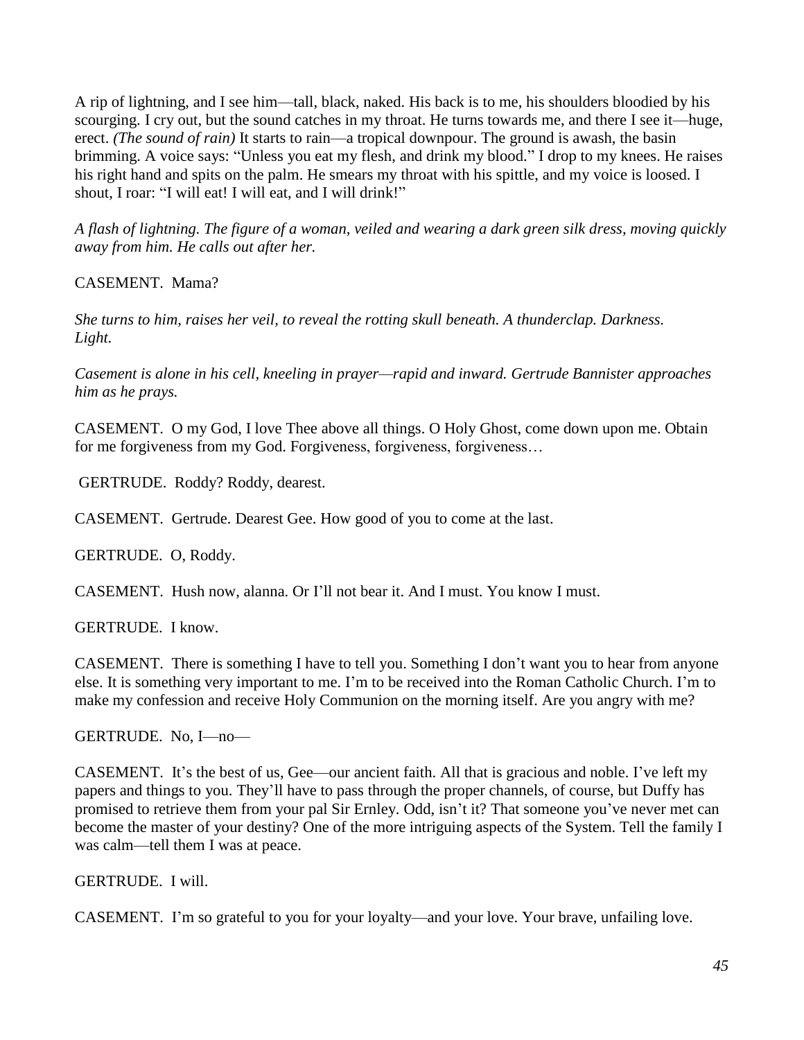A rip of lightning, and I see him—tall, black, naked. His back is to me, his shoulders bloodied by his scourging. I cry out, but the sound catches in my throat. He turns towards me, and there I see it—huge, erect. *(The sound of rain)* It starts to rain—a tropical downpour. The ground is awash, the basin brimming. A voice says: "Unless you eat my flesh, and drink my blood." I drop to my knees. He raises his right hand and spits on the palm. He smears my throat with his spittle, and my voice is loosed. I shout, I roar: "I will eat! I will eat, and I will drink!"

*A flash of lightning. The figure of a woman, veiled and wearing a dark green silk dress, moving quickly away from him. He calls out after her.*

CASEMENT. Mama?

*She turns to him, raises her veil, to reveal the rotting skull beneath. A thunderclap. Darkness. Light.*

*Casement is alone in his cell, kneeling in prayer—rapid and inward. Gertrude Bannister approaches him as he prays.*

CASEMENT. O my God, I love Thee above all things. O Holy Ghost, come down upon me. Obtain for me forgiveness from my God. Forgiveness, forgiveness, forgiveness…

GERTRUDE. Roddy? Roddy, dearest.

CASEMENT. Gertrude. Dearest Gee. How good of you to come at the last.

GERTRUDE. O, Roddy.

CASEMENT. Hush now, alanna. Or I'll not bear it. And I must. You know I must.

GERTRUDE. I know.

CASEMENT. There is something I have to tell you. Something I don't want you to hear from anyone else. It is something very important to me. I'm to be received into the Roman Catholic Church. I'm to make my confession and receive Holy Communion on the morning itself. Are you angry with me?

GERTRUDE. No, I—no—

CASEMENT. It's the best of us, Gee—our ancient faith. All that is gracious and noble. I've left my papers and things to you. They'll have to pass through the proper channels, of course, but Duffy has promised to retrieve them from your pal Sir Ernley. Odd, isn't it? That someone you've never met can become the master of your destiny? One of the more intriguing aspects of the System. Tell the family I was calm—tell them I was at peace.

GERTRUDE. I will.

CASEMENT. I'm so grateful to you for your loyalty—and your love. Your brave, unfailing love.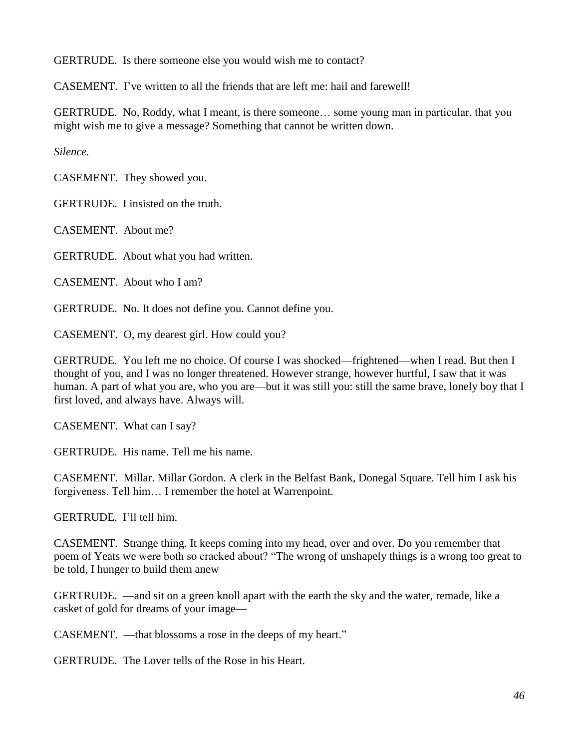GERTRUDE. Is there someone else you would wish me to contact?

CASEMENT. I've written to all the friends that are left me: hail and farewell!

GERTRUDE. No, Roddy, what I meant, is there someone… some young man in particular, that you might wish me to give a message? Something that cannot be written down.

*Silence.*

CASEMENT. They showed you.

GERTRUDE. I insisted on the truth.

CASEMENT. About me?

GERTRUDE. About what you had written.

CASEMENT. About who I am?

GERTRUDE. No. It does not define you. Cannot define you.

CASEMENT. O, my dearest girl. How could you?

GERTRUDE. You left me no choice. Of course I was shocked—frightened—when I read. But then I thought of you, and I was no longer threatened. However strange, however hurtful, I saw that it was human. A part of what you are, who you are—but it was still you: still the same brave, lonely boy that I first loved, and always have. Always will.

CASEMENT. What can I say?

GERTRUDE. His name. Tell me his name.

CASEMENT. Millar. Millar Gordon. A clerk in the Belfast Bank, Donegal Square. Tell him I ask his forgiveness. Tell him… I remember the hotel at Warrenpoint.

GERTRUDE. I'll tell him.

CASEMENT. Strange thing. It keeps coming into my head, over and over. Do you remember that poem of Yeats we were both so cracked about? "The wrong of unshapely things is a wrong too great to be told, I hunger to build them anew—

GERTRUDE. —and sit on a green knoll apart with the earth the sky and the water, remade, like a casket of gold for dreams of your image—

CASEMENT. —that blossoms a rose in the deeps of my heart."

GERTRUDE. The Lover tells of the Rose in his Heart.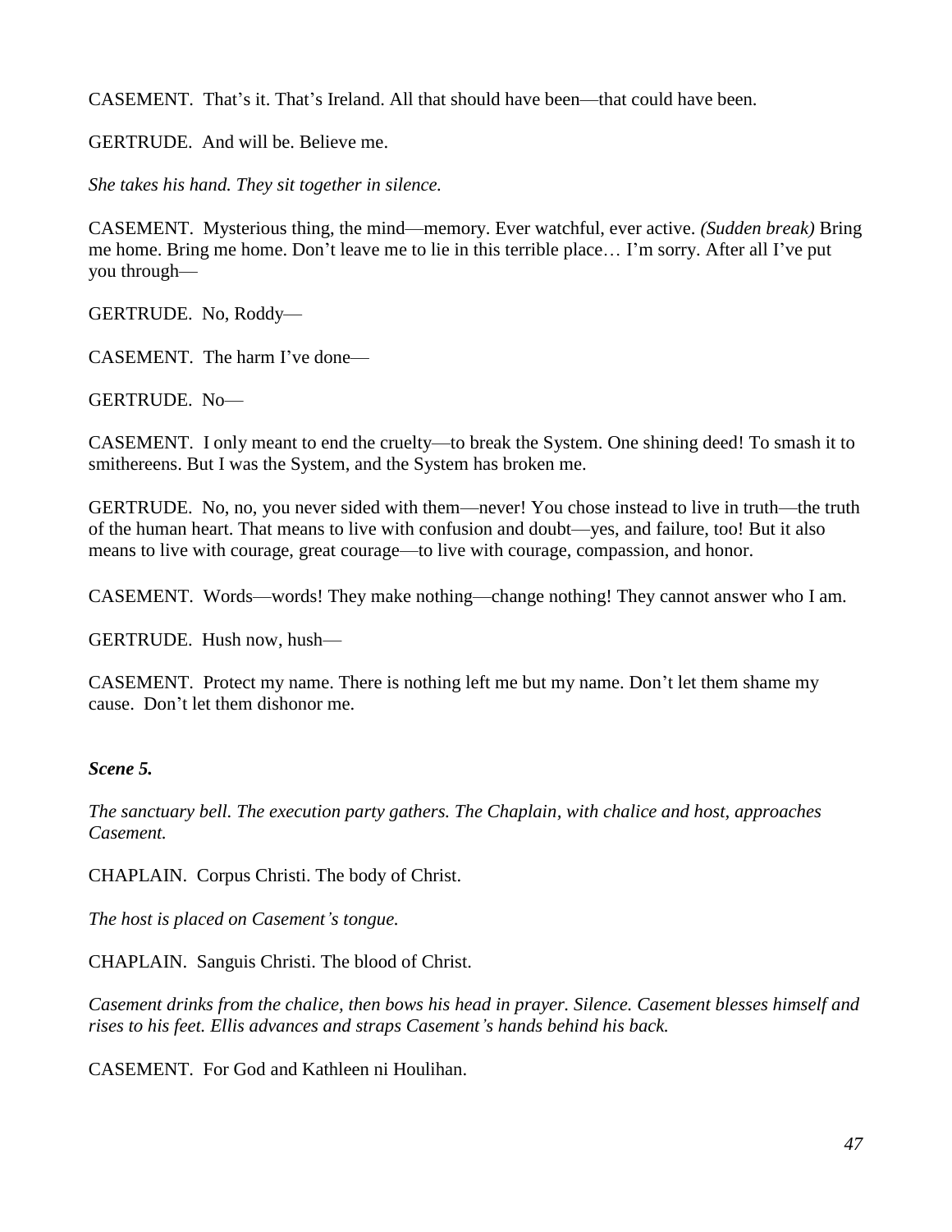CASEMENT. That's it. That's Ireland. All that should have been—that could have been.

GERTRUDE. And will be. Believe me.

*She takes his hand. They sit together in silence.*

CASEMENT. Mysterious thing, the mind—memory. Ever watchful, ever active. *(Sudden break)* Bring me home. Bring me home. Don't leave me to lie in this terrible place… I'm sorry. After all I've put you through—

GERTRUDE. No, Roddy—

CASEMENT. The harm I've done—

GERTRUDE. No—

CASEMENT. I only meant to end the cruelty—to break the System. One shining deed! To smash it to smithereens. But I was the System, and the System has broken me.

GERTRUDE. No, no, you never sided with them—never! You chose instead to live in truth—the truth of the human heart. That means to live with confusion and doubt—yes, and failure, too! But it also means to live with courage, great courage—to live with courage, compassion, and honor.

CASEMENT. Words—words! They make nothing—change nothing! They cannot answer who I am.

GERTRUDE. Hush now, hush—

CASEMENT. Protect my name. There is nothing left me but my name. Don't let them shame my cause. Don't let them dishonor me.

***Scene 5.***

*The sanctuary bell. The execution party gathers. The Chaplain, with chalice and host, approaches Casement.*

CHAPLAIN. Corpus Christi. The body of Christ.

*The host is placed on Casement's tongue.*

CHAPLAIN. Sanguis Christi. The blood of Christ.

*Casement drinks from the chalice, then bows his head in prayer. Silence. Casement blesses himself and rises to his feet. Ellis advances and straps Casement's hands behind his back.*

CASEMENT. For God and Kathleen ni Houlihan.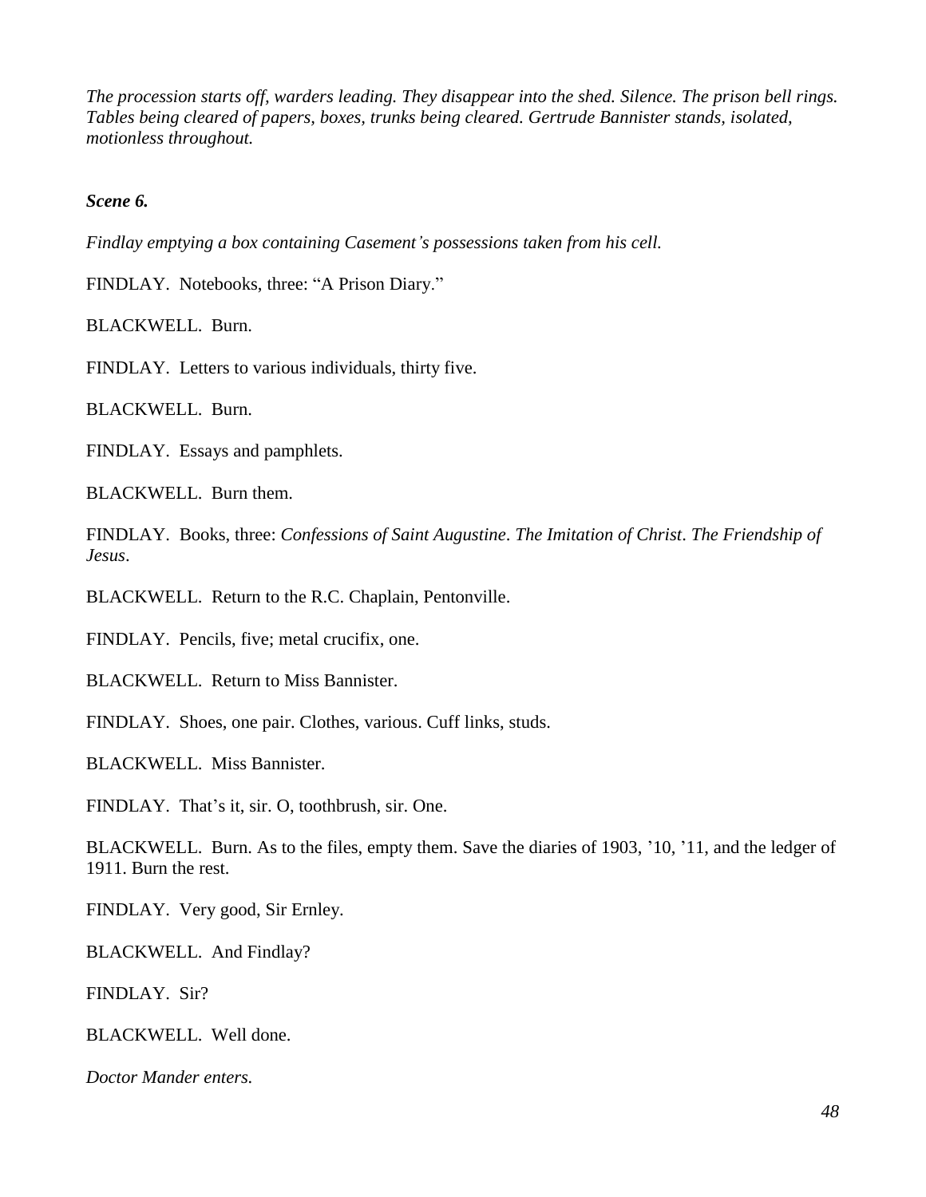*The procession starts off, warders leading. They disappear into the shed. Silence. The prison bell rings. Tables being cleared of papers, boxes, trunks being cleared. Gertrude Bannister stands, isolated, motionless throughout.*

***Scene 6.***

*Findlay emptying a box containing Casement's possessions taken from his cell.*

FINDLAY. Notebooks, three: "A Prison Diary."

BLACKWELL. Burn.

FINDLAY. Letters to various individuals, thirty five.

BLACKWELL. Burn.

FINDLAY. Essays and pamphlets.

BLACKWELL. Burn them.

FINDLAY. Books, three: *Confessions of Saint Augustine*. *The Imitation of Christ*. *The Friendship of Jesus*.

BLACKWELL. Return to the R.C. Chaplain, Pentonville.

FINDLAY. Pencils, five; metal crucifix, one.

BLACKWELL. Return to Miss Bannister.

FINDLAY. Shoes, one pair. Clothes, various. Cuff links, studs.

BLACKWELL. Miss Bannister.

FINDLAY. That's it, sir. O, toothbrush, sir. One.

BLACKWELL. Burn. As to the files, empty them. Save the diaries of 1903, '10, '11, and the ledger of 1911. Burn the rest.

FINDLAY. Very good, Sir Ernley.

BLACKWELL. And Findlay?

FINDLAY. Sir?

BLACKWELL. Well done.

*Doctor Mander enters.*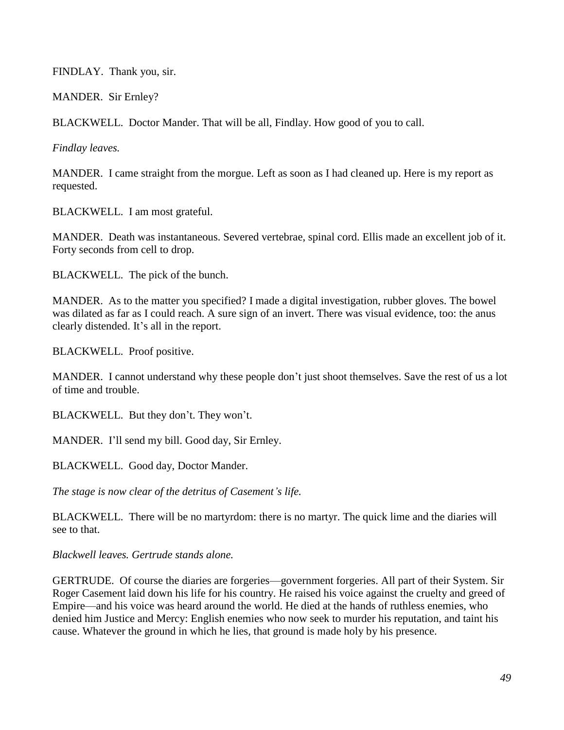FINDLAY. Thank you, sir.

MANDER. Sir Ernley?

BLACKWELL. Doctor Mander. That will be all, Findlay. How good of you to call.

*Findlay leaves.*

MANDER. I came straight from the morgue. Left as soon as I had cleaned up. Here is my report as requested.

BLACKWELL. I am most grateful.

MANDER. Death was instantaneous. Severed vertebrae, spinal cord. Ellis made an excellent job of it. Forty seconds from cell to drop.

BLACKWELL. The pick of the bunch.

MANDER. As to the matter you specified? I made a digital investigation, rubber gloves. The bowel was dilated as far as I could reach. A sure sign of an invert. There was visual evidence, too: the anus clearly distended. It's all in the report.

BLACKWELL. Proof positive.

MANDER. I cannot understand why these people don't just shoot themselves. Save the rest of us a lot of time and trouble.

BLACKWELL. But they don't. They won't.

MANDER. I'll send my bill. Good day, Sir Ernley.

BLACKWELL. Good day, Doctor Mander.

*The stage is now clear of the detritus of Casement's life.*

BLACKWELL. There will be no martyrdom: there is no martyr. The quick lime and the diaries will see to that.

*Blackwell leaves. Gertrude stands alone.*

GERTRUDE. Of course the diaries are forgeries—government forgeries. All part of their System. Sir Roger Casement laid down his life for his country. He raised his voice against the cruelty and greed of Empire—and his voice was heard around the world. He died at the hands of ruthless enemies, who denied him Justice and Mercy: English enemies who now seek to murder his reputation, and taint his cause. Whatever the ground in which he lies, that ground is made holy by his presence.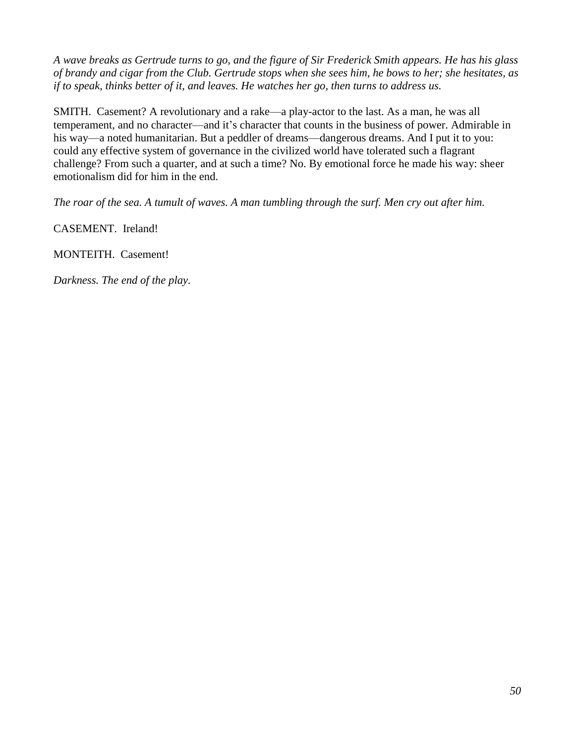*A wave breaks as Gertrude turns to go, and the figure of Sir Frederick Smith appears. He has his glass of brandy and cigar from the Club. Gertrude stops when she sees him, he bows to her; she hesitates, as if to speak, thinks better of it, and leaves. He watches her go, then turns to address us.*

SMITH. Casement? A revolutionary and a rake—a play-actor to the last. As a man, he was all temperament, and no character—and it's character that counts in the business of power. Admirable in his way—a noted humanitarian. But a peddler of dreams—dangerous dreams. And I put it to you: could any effective system of governance in the civilized world have tolerated such a flagrant challenge? From such a quarter, and at such a time? No. By emotional force he made his way: sheer emotionalism did for him in the end.

*The roar of the sea. A tumult of waves. A man tumbling through the surf. Men cry out after him.*

CASEMENT. Ireland!

MONTEITH. Casement!

*Darkness. The end of the play.*